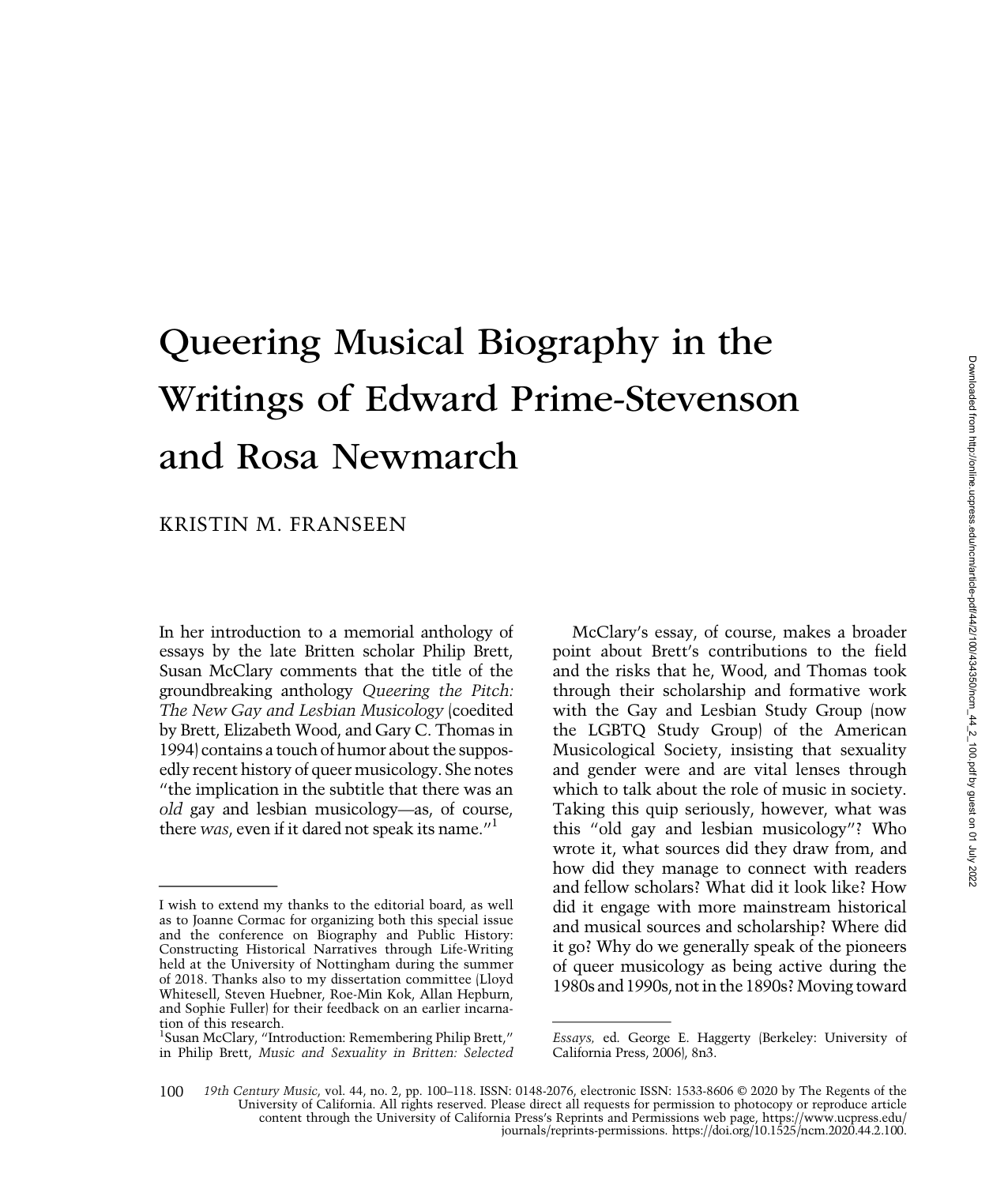# Queering Musical Biography in the Writings of Edward Prime-Stevenson and Rosa Newmarch

KRISTIN M. FRANSEEN

In her introduction to a memorial anthology of essays by the late Britten scholar Philip Brett, Susan McClary comments that the title of the groundbreaking anthology *Queering the Pitch: The New Gay and Lesbian Musicology* (coedited by Brett, Elizabeth Wood, and Gary C. Thomas in 1994) contains a touch of humor about the supposedly recent history of queer musicology. She notes "the implication in the subtitle that there was an *old* gay and lesbian musicology—as, of course, there *was*, even if it dared not speak its name."[1]

McClary's essay, of course, makes a broader point about Brett's contributions to the field and the risks that he, Wood, and Thomas took through their scholarship and formative work with the Gay and Lesbian Study Group (now the LGBTQ Study Group) of the American Musicological Society, insisting that sexuality and gender were and are vital lenses through which to talk about the role of music in society. Taking this quip seriously, however, what was this "old gay and lesbian musicology"? Who wrote it, what sources did they draw from, and how did they manage to connect with readers and fellow scholars? What did it look like? How did it engage with more mainstream historical and musical sources and scholarship? Where did it go? Why do we generally speak of the pioneers of queer musicology as being active during the 1980s and 1990s, not in the 1890s? Moving toward

---

I wish to extend my thanks to the editorial board, as well as to Joanne Cormac for organizing both this special issue and the conference on Biography and Public History: Constructing Historical Narratives through Life-Writing held at the University of Nottingham during the summer of 2018. Thanks also to my dissertation committee (Lloyd Whitesell, Steven Huebner, Roe-Min Kok, Allan Hepburn, and Sophie Fuller) for their feedback on an earlier incarnation of this research.

[1] Susan McClary, "Introduction: Remembering Philip Brett," in Philip Brett, *Music and Sexuality in Britten: Selected Essays,* ed. George E. Haggerty (Berkeley: University of California Press, 2006), 8n3.

*19th Century Music*, vol. 44, no. 2, pp. 100–118. ISSN: 0148-2076, electronic ISSN: 1533-8606 © 2020 by The Regents of the University of California. All rights reserved. Please direct all requests for permission to photocopy or reproduce article content through the University of California Press's Reprints and Permissions web page, https://www.ucpress.edu/journals/reprints-permissions. https://doi.org/10.1525/ncm.2020.44.2.100.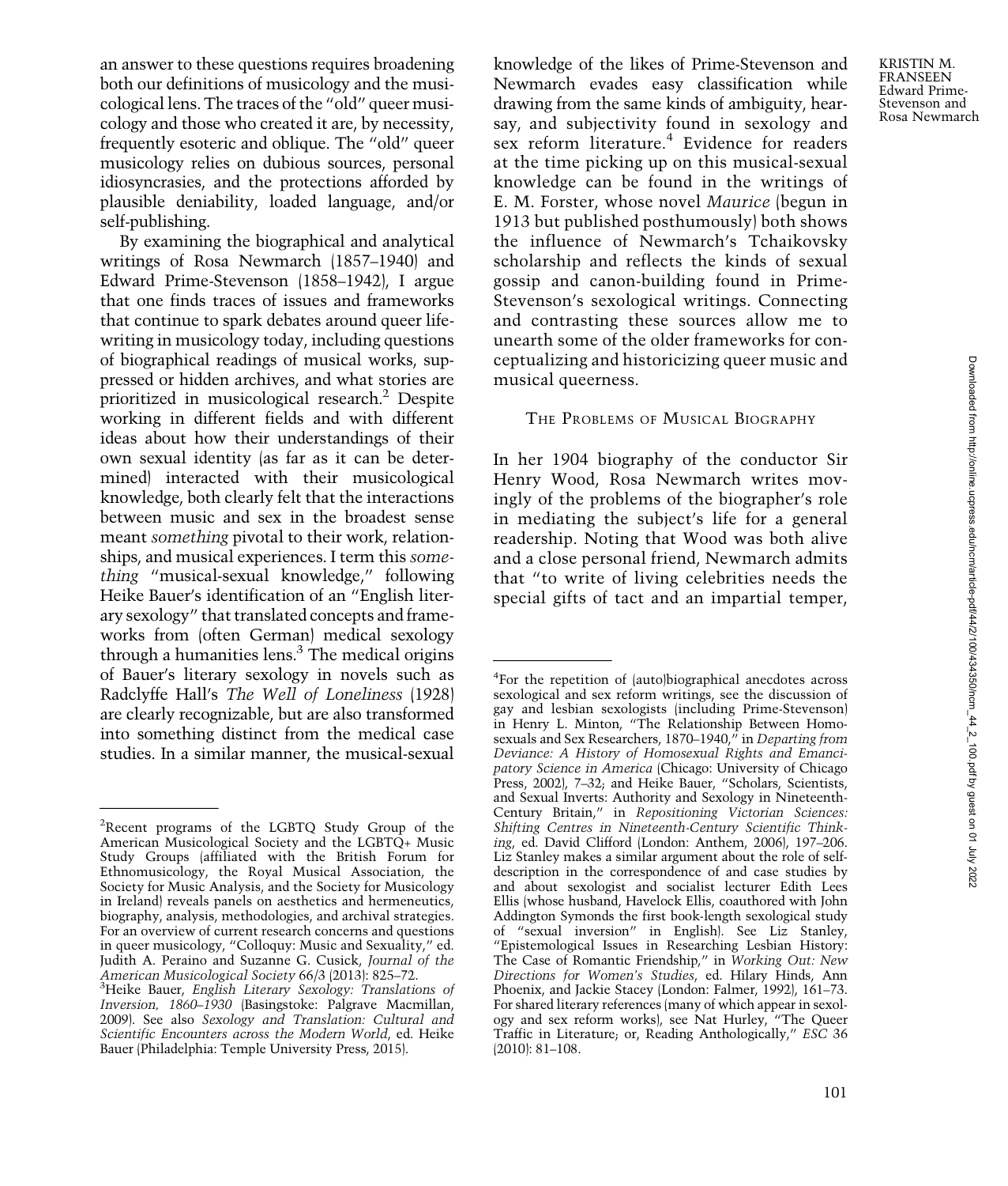an answer to these questions requires broadening both our definitions of musicology and the musicological lens. The traces of the "old" queer musicology and those who created it are, by necessity, frequently esoteric and oblique. The "old" queer musicology relies on dubious sources, personal idiosyncrasies, and the protections afforded by plausible deniability, loaded language, and/or self-publishing.

By examining the biographical and analytical writings of Rosa Newmarch (1857–1940) and Edward Prime-Stevenson (1858–1942), I argue that one finds traces of issues and frameworks that continue to spark debates around queer life-writing in musicology today, including questions of biographical readings of musical works, suppressed or hidden archives, and what stories are prioritized in musicological research.[2] Despite working in different fields and with different ideas about how their understandings of their own sexual identity (as far as it can be determined) interacted with their musicological knowledge, both clearly felt that the interactions between music and sex in the broadest sense meant *something* pivotal to their work, relationships, and musical experiences. I term this *something* "musical-sexual knowledge," following Heike Bauer's identification of an "English literary sexology" that translated concepts and frameworks from (often German) medical sexology through a humanities lens.[3] The medical origins of Bauer's literary sexology in novels such as Radclyffe Hall's *The Well of Loneliness* (1928) are clearly recognizable, but are also transformed into something distinct from the medical case studies. In a similar manner, the musical-sexual knowledge of the likes of Prime-Stevenson and Newmarch evades easy classification while drawing from the same kinds of ambiguity, hearsay, and subjectivity found in sexology and sex reform literature.[4] Evidence for readers at the time picking up on this musical-sexual knowledge can be found in the writings of E. M. Forster, whose novel *Maurice* (begun in 1913 but published posthumously) both shows the influence of Newmarch's Tchaikovsky scholarship and reflects the kinds of sexual gossip and canon-building found in Prime-Stevenson's sexological writings. Connecting and contrasting these sources allow me to unearth some of the older frameworks for conceptualizing and historicizing queer music and musical queerness.

## The Problems of Musical Biography

In her 1904 biography of the conductor Sir Henry Wood, Rosa Newmarch writes movingly of the problems of the biographer's role in mediating the subject's life for a general readership. Noting that Wood was both alive and a close personal friend, Newmarch admits that "to write of living celebrities needs the special gifts of tact and an impartial temper,

---

[2]Recent programs of the LGBTQ Study Group of the American Musicological Society and the LGBTQ+ Music Study Groups (affiliated with the British Forum for Ethnomusicology, the Royal Musical Association, the Society for Music Analysis, and the Society for Musicology in Ireland) reveals panels on aesthetics and hermeneutics, biography, analysis, methodologies, and archival strategies. For an overview of current research concerns and questions in queer musicology, "Colloquy: Music and Sexuality," ed. Judith A. Peraino and Suzanne G. Cusick, *Journal of the American Musicological Society* 66/3 (2013): 825–72.

[3]Heike Bauer, *English Literary Sexology: Translations of Inversion, 1860–1930* (Basingstoke: Palgrave Macmillan, 2009). See also *Sexology and Translation: Cultural and Scientific Encounters across the Modern World*, ed. Heike Bauer (Philadelphia: Temple University Press, 2015).

[4]For the repetition of (auto)biographical anecdotes across sexological and sex reform writings, see the discussion of gay and lesbian sexologists (including Prime-Stevenson) in Henry L. Minton, "The Relationship Between Homosexuals and Sex Researchers, 1870–1940," in *Departing from Deviance: A History of Homosexual Rights and Emancipatory Science in America* (Chicago: University of Chicago Press, 2002), 7–32; and Heike Bauer, "Scholars, Scientists, and Sexual Inverts: Authority and Sexology in Nineteenth-Century Britain," in *Repositioning Victorian Sciences: Shifting Centres in Nineteenth-Century Scientific Thinking*, ed. David Clifford (London: Anthem, 2006), 197–206. Liz Stanley makes a similar argument about the role of self-description in the correspondence of and case studies by and about sexologist and socialist lecturer Edith Lees Ellis (whose husband, Havelock Ellis, coauthored with John Addington Symonds the first book-length sexological study of "sexual inversion" in English). See Liz Stanley, "Epistemological Issues in Researching Lesbian History: The Case of Romantic Friendship," in *Working Out: New Directions for Women's Studies*, ed. Hilary Hinds, Ann Phoenix, and Jackie Stacey (London: Falmer, 1992), 161–73. For shared literary references (many of which appear in sexology and sex reform works), see Nat Hurley, "The Queer Traffic in Literature; or, Reading Anthologically," *ESC* 36 (2010): 81–108.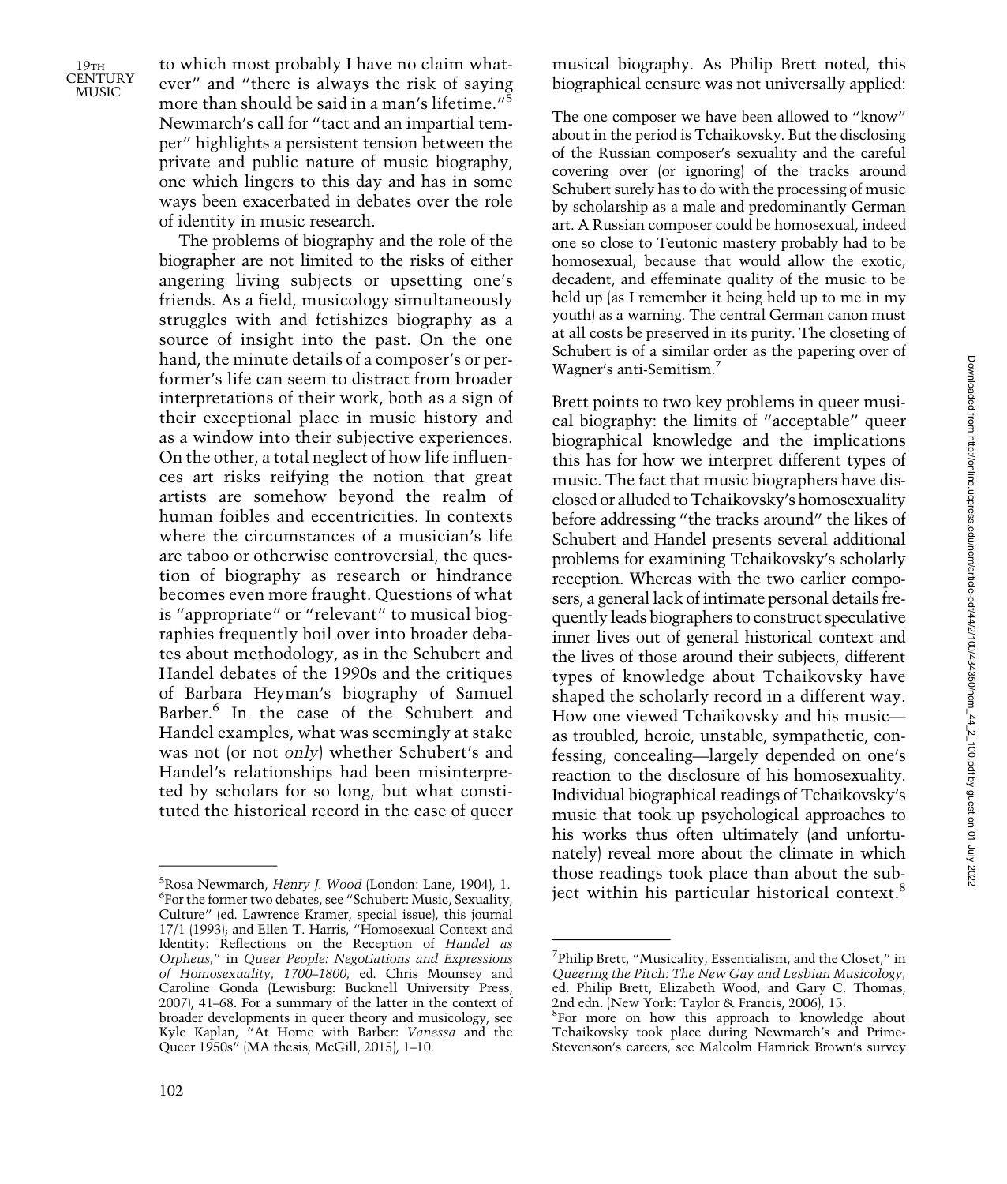to which most probably I have no claim whatever" and "there is always the risk of saying more than should be said in a man's lifetime."[5] Newmarch's call for "tact and an impartial temper" highlights a persistent tension between the private and public nature of music biography, one which lingers to this day and has in some ways been exacerbated in debates over the role of identity in music research.

The problems of biography and the role of the biographer are not limited to the risks of either angering living subjects or upsetting one's friends. As a field, musicology simultaneously struggles with and fetishizes biography as a source of insight into the past. On the one hand, the minute details of a composer's or performer's life can seem to distract from broader interpretations of their work, both as a sign of their exceptional place in music history and as a window into their subjective experiences. On the other, a total neglect of how life influences art risks reifying the notion that great artists are somehow beyond the realm of human foibles and eccentricities. In contexts where the circumstances of a musician's life are taboo or otherwise controversial, the question of biography as research or hindrance becomes even more fraught. Questions of what is "appropriate" or "relevant" to musical biographies frequently boil over into broader debates about methodology, as in the Schubert and Handel debates of the 1990s and the critiques of Barbara Heyman's biography of Samuel Barber.[6] In the case of the Schubert and Handel examples, what was seemingly at stake was not (or not *only*) whether Schubert's and Handel's relationships had been misinterpreted by scholars for so long, but what constituted the historical record in the case of queer musical biography. As Philip Brett noted, this biographical censure was not universally applied:

> The one composer we have been allowed to "know" about in the period is Tchaikovsky. But the disclosing of the Russian composer's sexuality and the careful covering over (or ignoring) of the tracks around Schubert surely has to do with the processing of music by scholarship as a male and predominantly German art. A Russian composer could be homosexual, indeed one so close to Teutonic mastery probably had to be homosexual, because that would allow the exotic, decadent, and effeminate quality of the music to be held up (as I remember it being held up to me in my youth) as a warning. The central German canon must at all costs be preserved in its purity. The closeting of Schubert is of a similar order as the papering over of Wagner's anti-Semitism.[7]

Brett points to two key problems in queer musical biography: the limits of "acceptable" queer biographical knowledge and the implications this has for how we interpret different types of music. The fact that music biographers have disclosed or alluded to Tchaikovsky's homosexuality before addressing "the tracks around" the likes of Schubert and Handel presents several additional problems for examining Tchaikovsky's scholarly reception. Whereas with the two earlier composers, a general lack of intimate personal details frequently leads biographers to construct speculative inner lives out of general historical context and the lives of those around their subjects, different types of knowledge about Tchaikovsky have shaped the scholarly record in a different way. How one viewed Tchaikovsky and his music—as troubled, heroic, unstable, sympathetic, confessing, concealing—largely depended on one's reaction to the disclosure of his homosexuality. Individual biographical readings of Tchaikovsky's music that took up psychological approaches to his works thus often ultimately (and unfortunately) reveal more about the climate in which those readings took place than about the subject within his particular historical context.[8]

---

[5] Rosa Newmarch, *Henry J. Wood* (London: Lane, 1904), 1.

[6] For the former two debates, see "Schubert: Music, Sexuality, Culture" (ed. Lawrence Kramer, special issue), this journal 17/1 (1993); and Ellen T. Harris, "Homosexual Context and Identity: Reflections on the Reception of *Handel as Orpheus*," in *Queer People: Negotiations and Expressions of Homosexuality, 1700–1800*, ed. Chris Mounsey and Caroline Gonda (Lewisburg: Bucknell University Press, 2007), 41–68. For a summary of the latter in the context of broader developments in queer theory and musicology, see Kyle Kaplan, "At Home with Barber: *Vanessa* and the Queer 1950s" (MA thesis, McGill, 2015), 1–10.

[7] Philip Brett, "Musicality, Essentialism, and the Closet," in *Queering the Pitch: The New Gay and Lesbian Musicology*, ed. Philip Brett, Elizabeth Wood, and Gary C. Thomas, 2nd edn. (New York: Taylor & Francis, 2006), 15.

[8] For more on how this approach to knowledge about Tchaikovsky took place during Newmarch's and Prime-Stevenson's careers, see Malcolm Hamrick Brown's survey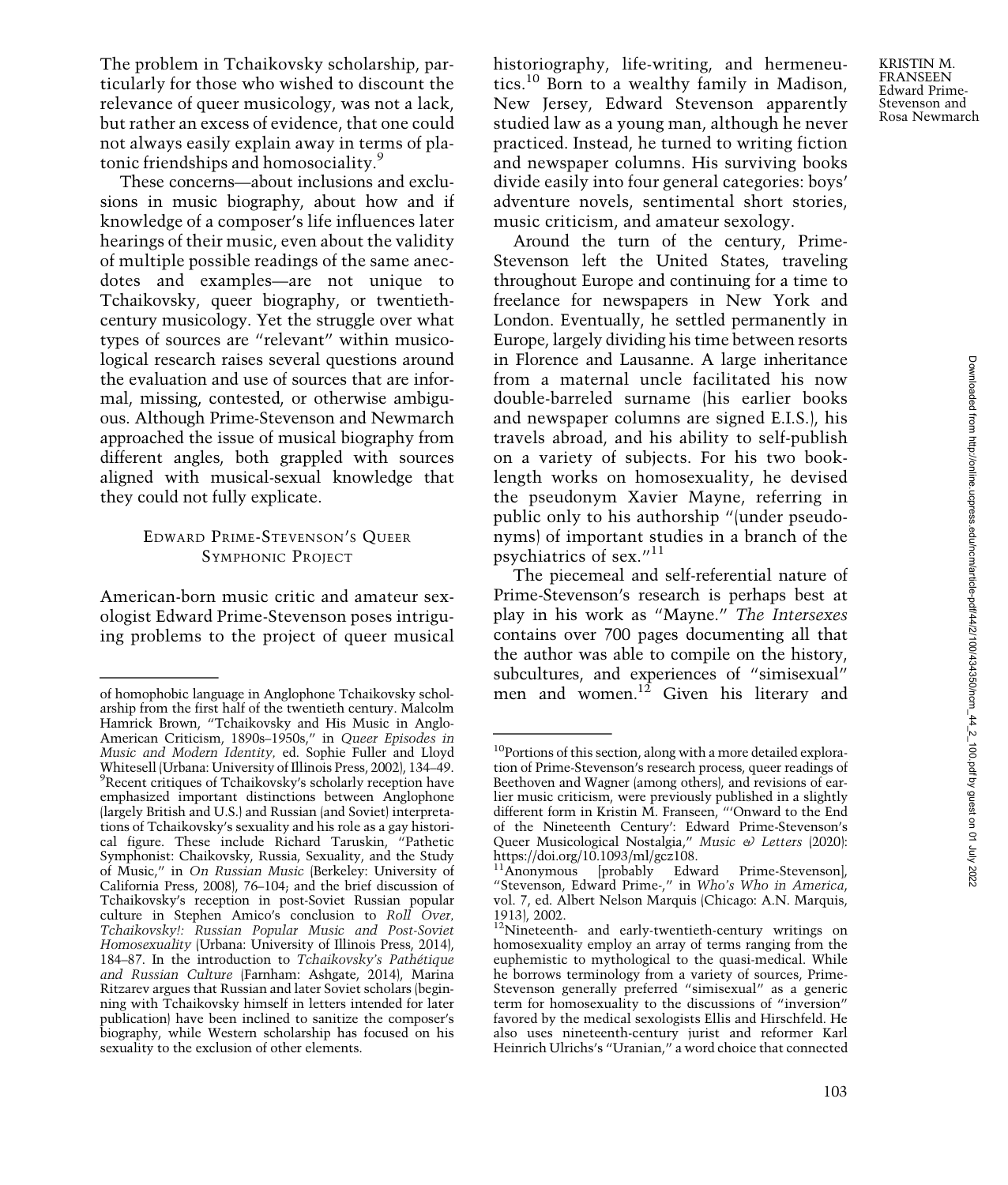The problem in Tchaikovsky scholarship, particularly for those who wished to discount the relevance of queer musicology, was not a lack, but rather an excess of evidence, that one could not always easily explain away in terms of platonic friendships and homosociality.[9]

These concerns—about inclusions and exclusions in music biography, about how and if knowledge of a composer's life influences later hearings of their music, even about the validity of multiple possible readings of the same anecdotes and examples—are not unique to Tchaikovsky, queer biography, or twentieth-century musicology. Yet the struggle over what types of sources are "relevant" within musicological research raises several questions around the evaluation and use of sources that are informal, missing, contested, or otherwise ambiguous. Although Prime-Stevenson and Newmarch approached the issue of musical biography from different angles, both grappled with sources aligned with musical-sexual knowledge that they could not fully explicate.

## Edward Prime-Stevenson's Queer Symphonic Project

American-born music critic and amateur sexologist Edward Prime-Stevenson poses intriguing problems to the project of queer musical historiography, life-writing, and hermeneutics.[10] Born to a wealthy family in Madison, New Jersey, Edward Stevenson apparently studied law as a young man, although he never practiced. Instead, he turned to writing fiction and newspaper columns. His surviving books divide easily into four general categories: boys' adventure novels, sentimental short stories, music criticism, and amateur sexology.

Around the turn of the century, Prime-Stevenson left the United States, traveling throughout Europe and continuing for a time to freelance for newspapers in New York and London. Eventually, he settled permanently in Europe, largely dividing his time between resorts in Florence and Lausanne. A large inheritance from a maternal uncle facilitated his now double-barreled surname (his earlier books and newspaper columns are signed E.I.S.), his travels abroad, and his ability to self-publish on a variety of subjects. For his two book-length works on homosexuality, he devised the pseudonym Xavier Mayne, referring in public only to his authorship "(under pseudonyms) of important studies in a branch of the psychiatrics of sex."[11]

The piecemeal and self-referential nature of Prime-Stevenson's research is perhaps best at play in his work as "Mayne." *The Intersexes* contains over 700 pages documenting all that the author was able to compile on the history, subcultures, and experiences of "simisexual" men and women.[12] Given his literary and

---

of homophobic language in Anglophone Tchaikovsky scholarship from the first half of the twentieth century. Malcolm Hamrick Brown, "Tchaikovsky and His Music in Anglo-American Criticism, 1890s–1950s," in *Queer Episodes in Music and Modern Identity,* ed. Sophie Fuller and Lloyd Whitesell (Urbana: University of Illinois Press, 2002), 134–49.

[9]Recent critiques of Tchaikovsky's scholarly reception have emphasized important distinctions between Anglophone (largely British and U.S.) and Russian (and Soviet) interpretations of Tchaikovsky's sexuality and his role as a gay historical figure. These include Richard Taruskin, "Pathetic Symphonist: Chaikovsky, Russia, Sexuality, and the Study of Music," in *On Russian Music* (Berkeley: University of California Press, 2008), 76–104; and the brief discussion of Tchaikovsky's reception in post-Soviet Russian popular culture in Stephen Amico's conclusion to *Roll Over, Tchaikovsky!: Russian Popular Music and Post-Soviet Homosexuality* (Urbana: University of Illinois Press, 2014), 184–87. In the introduction to *Tchaikovsky's Pathétique and Russian Culture* (Farnham: Ashgate, 2014), Marina Ritzarev argues that Russian and later Soviet scholars (beginning with Tchaikovsky himself in letters intended for later publication) have been inclined to sanitize the composer's biography, while Western scholarship has focused on his sexuality to the exclusion of other elements.

[10]Portions of this section, along with a more detailed exploration of Prime-Stevenson's research process, queer readings of Beethoven and Wagner (among others), and revisions of earlier music criticism, were previously published in a slightly different form in Kristin M. Franseen, "'Onward to the End of the Nineteenth Century': Edward Prime-Stevenson's Queer Musicological Nostalgia," *Music & Letters* (2020): https://doi.org/10.1093/ml/gcz108.

[11]Anonymous [probably Edward Prime-Stevenson], "Stevenson, Edward Prime-," in *Who's Who in America*, vol. 7, ed. Albert Nelson Marquis (Chicago: A.N. Marquis, 1913), 2002.

[12]Nineteenth- and early-twentieth-century writings on homosexuality employ an array of terms ranging from the euphemistic to mythological to the quasi-medical. While he borrows terminology from a variety of sources, Prime-Stevenson generally preferred "simisexual" as a generic term for homosexuality to the discussions of "inversion" favored by the medical sexologists Ellis and Hirschfeld. He also uses nineteenth-century jurist and reformer Karl Heinrich Ulrichs's "Uranian," a word choice that connected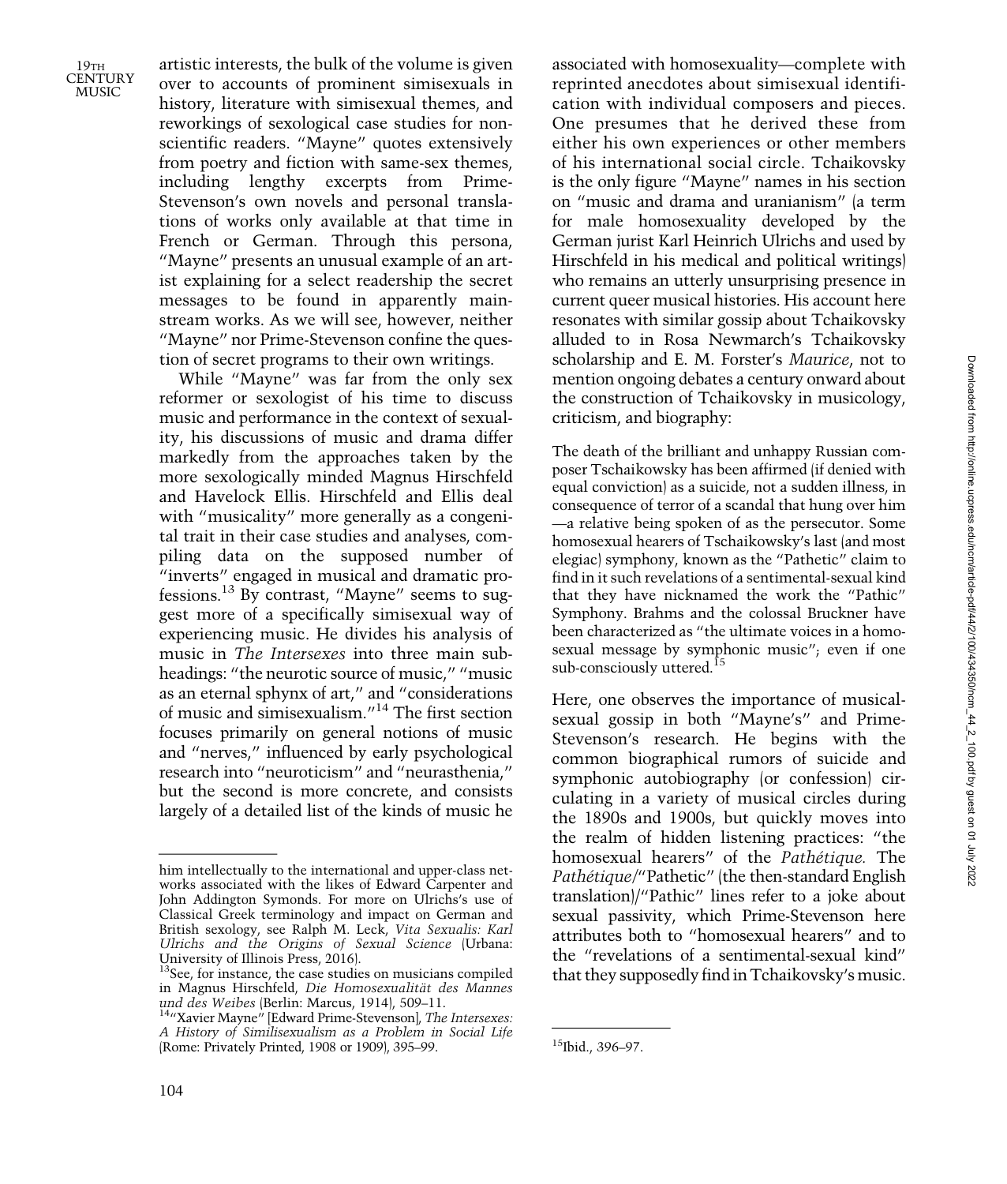artistic interests, the bulk of the volume is given over to accounts of prominent simisexuals in history, literature with simisexual themes, and reworkings of sexological case studies for non-scientific readers. "Mayne" quotes extensively from poetry and fiction with same-sex themes, including lengthy excerpts from Prime-Stevenson's own novels and personal translations of works only available at that time in French or German. Through this persona, "Mayne" presents an unusual example of an artist explaining for a select readership the secret messages to be found in apparently mainstream works. As we will see, however, neither "Mayne" nor Prime-Stevenson confine the question of secret programs to their own writings.

While "Mayne" was far from the only sex reformer or sexologist of his time to discuss music and performance in the context of sexuality, his discussions of music and drama differ markedly from the approaches taken by the more sexologically minded Magnus Hirschfeld and Havelock Ellis. Hirschfeld and Ellis deal with "musicality" more generally as a congenital trait in their case studies and analyses, compiling data on the supposed number of "inverts" engaged in musical and dramatic professions.[13] By contrast, "Mayne" seems to suggest more of a specifically simisexual way of experiencing music. He divides his analysis of music in *The Intersexes* into three main subheadings: "the neurotic source of music," "music as an eternal sphynx of art," and "considerations of music and simisexualism."[14] The first section focuses primarily on general notions of music and "nerves," influenced by early psychological research into "neuroticism" and "neurasthenia," but the second is more concrete, and consists largely of a detailed list of the kinds of music he associated with homosexuality—complete with reprinted anecdotes about simisexual identification with individual composers and pieces. One presumes that he derived these from either his own experiences or other members of his international social circle. Tchaikovsky is the only figure "Mayne" names in his section on "music and drama and uranianism" (a term for male homosexuality developed by the German jurist Karl Heinrich Ulrichs and used by Hirschfeld in his medical and political writings) who remains an utterly unsurprising presence in current queer musical histories. His account here resonates with similar gossip about Tchaikovsky alluded to in Rosa Newmarch's Tchaikovsky scholarship and E. M. Forster's *Maurice*, not to mention ongoing debates a century onward about the construction of Tchaikovsky in musicology, criticism, and biography:

> The death of the brilliant and unhappy Russian composer Tschaikowsky has been affirmed (if denied with equal conviction) as a suicide, not a sudden illness, in consequence of terror of a scandal that hung over him—a relative being spoken of as the persecutor. Some homosexual hearers of Tschaikowsky's last (and most elegiac) symphony, known as the "Pathetic" claim to find in it such revelations of a sentimental-sexual kind that they have nicknamed the work the "Pathic" Symphony. Brahms and the colossal Bruckner have been characterized as "the ultimate voices in a homosexual message by symphonic music"; even if one sub-consciously uttered.[15]

Here, one observes the importance of musical-sexual gossip in both "Mayne's" and Prime-Stevenson's research. He begins with the common biographical rumors of suicide and symphonic autobiography (or confession) circulating in a variety of musical circles during the 1890s and 1900s, but quickly moves into the realm of hidden listening practices: "the homosexual hearers" of the *Pathétique.* The *Pathétique*/"Pathetic" (the then-standard English translation)/"Pathic" lines refer to a joke about sexual passivity, which Prime-Stevenson here attributes both to "homosexual hearers" and to the "revelations of a sentimental-sexual kind" that they supposedly find in Tchaikovsky's music.

---

him intellectually to the international and upper-class networks associated with the likes of Edward Carpenter and John Addington Symonds. For more on Ulrichs's use of Classical Greek terminology and impact on German and British sexology, see Ralph M. Leck, *Vita Sexualis: Karl Ulrichs and the Origins of Sexual Science* (Urbana: University of Illinois Press, 2016).

[13] See, for instance, the case studies on musicians compiled in Magnus Hirschfeld, *Die Homosexualität des Mannes und des Weibes* (Berlin: Marcus, 1914), 509–11.

[14] "Xavier Mayne" [Edward Prime-Stevenson], *The Intersexes: A History of Similisexualism as a Problem in Social Life* (Rome: Privately Printed, 1908 or 1909), 395–99.

[15] Ibid., 396–97.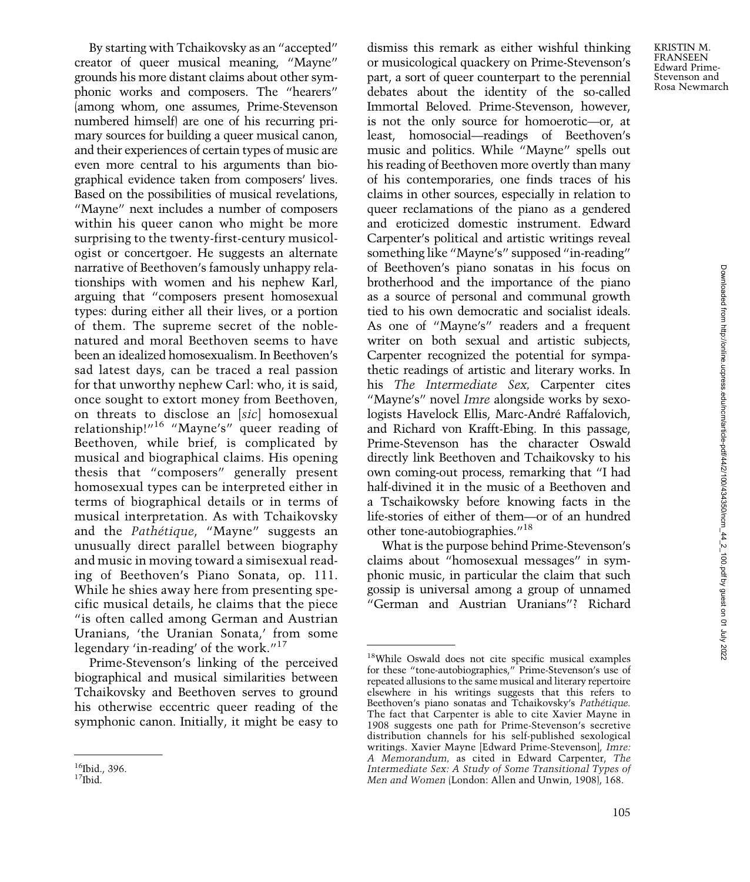By starting with Tchaikovsky as an "accepted" creator of queer musical meaning, "Mayne" grounds his more distant claims about other symphonic works and composers. The "hearers" (among whom, one assumes, Prime-Stevenson numbered himself) are one of his recurring primary sources for building a queer musical canon, and their experiences of certain types of music are even more central to his arguments than biographical evidence taken from composers' lives. Based on the possibilities of musical revelations, "Mayne" next includes a number of composers within his queer canon who might be more surprising to the twenty-first-century musicologist or concertgoer. He suggests an alternate narrative of Beethoven's famously unhappy relationships with women and his nephew Karl, arguing that "composers present homosexual types: during either all their lives, or a portion of them. The supreme secret of the noble-natured and moral Beethoven seems to have been an idealized homosexualism. In Beethoven's sad latest days, can be traced a real passion for that unworthy nephew Carl: who, it is said, once sought to extort money from Beethoven, on threats to disclose an [*sic*] homosexual relationship!"[16] "Mayne's" queer reading of Beethoven, while brief, is complicated by musical and biographical claims. His opening thesis that "composers" generally present homosexual types can be interpreted either in terms of biographical details or in terms of musical interpretation. As with Tchaikovsky and the *Pathétique*, "Mayne" suggests an unusually direct parallel between biography and music in moving toward a simisexual reading of Beethoven's Piano Sonata, op. 111. While he shies away here from presenting specific musical details, he claims that the piece "is often called among German and Austrian Uranians, 'the Uranian Sonata,' from some legendary 'in-reading' of the work."[17]

Prime-Stevenson's linking of the perceived biographical and musical similarities between Tchaikovsky and Beethoven serves to ground his otherwise eccentric queer reading of the symphonic canon. Initially, it might be easy to dismiss this remark as either wishful thinking or musicological quackery on Prime-Stevenson's part, a sort of queer counterpart to the perennial debates about the identity of the so-called Immortal Beloved. Prime-Stevenson, however, is not the only source for homoerotic—or, at least, homosocial—readings of Beethoven's music and politics. While "Mayne" spells out his reading of Beethoven more overtly than many of his contemporaries, one finds traces of his claims in other sources, especially in relation to queer reclamations of the piano as a gendered and eroticized domestic instrument. Edward Carpenter's political and artistic writings reveal something like "Mayne's" supposed "in-reading" of Beethoven's piano sonatas in his focus on brotherhood and the importance of the piano as a source of personal and communal growth tied to his own democratic and socialist ideals. As one of "Mayne's" readers and a frequent writer on both sexual and artistic subjects, Carpenter recognized the potential for sympathetic readings of artistic and literary works. In his *The Intermediate Sex,* Carpenter cites "Mayne's" novel *Imre* alongside works by sexologists Havelock Ellis, Marc-André Raffalovich, and Richard von Krafft-Ebing. In this passage, Prime-Stevenson has the character Oswald directly link Beethoven and Tchaikovsky to his own coming-out process, remarking that "I had half-divined it in the music of a Beethoven and a Tschaikowsky before knowing facts in the life-stories of either of them—or of an hundred other tone-autobiographies."[18]

What is the purpose behind Prime-Stevenson's claims about "homosexual messages" in symphonic music, in particular the claim that such gossip is universal among a group of unnamed "German and Austrian Uranians"? Richard

---

[16] Ibid., 396.

[17] Ibid.

[18] While Oswald does not cite specific musical examples for these "tone-autobiographies," Prime-Stevenson's use of repeated allusions to the same musical and literary repertoire elsewhere in his writings suggests that this refers to Beethoven's piano sonatas and Tchaikovsky's *Pathétique.* The fact that Carpenter is able to cite Xavier Mayne in 1908 suggests one path for Prime-Stevenson's secretive distribution channels for his self-published sexological writings. Xavier Mayne [Edward Prime-Stevenson], *Imre: A Memorandum,* as cited in Edward Carpenter, *The Intermediate Sex: A Study of Some Transitional Types of Men and Women* (London: Allen and Unwin, 1908), 168.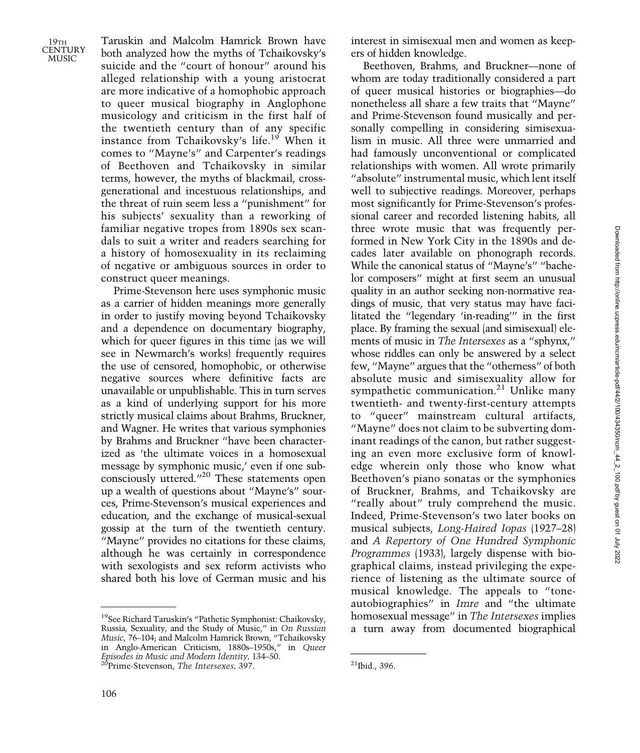Taruskin and Malcolm Hamrick Brown have both analyzed how the myths of Tchaikovsky's suicide and the "court of honour" around his alleged relationship with a young aristocrat are more indicative of a homophobic approach to queer musical biography in Anglophone musicology and criticism in the first half of the twentieth century than of any specific instance from Tchaikovsky's life.[19] When it comes to "Mayne's" and Carpenter's readings of Beethoven and Tchaikovsky in similar terms, however, the myths of blackmail, cross-generational and incestuous relationships, and the threat of ruin seem less a "punishment" for his subjects' sexuality than a reworking of familiar negative tropes from 1890s sex scandals to suit a writer and readers searching for a history of homosexuality in its reclaiming of negative or ambiguous sources in order to construct queer meanings.

Prime-Stevenson here uses symphonic music as a carrier of hidden meanings more generally in order to justify moving beyond Tchaikovsky and a dependence on documentary biography, which for queer figures in this time (as we will see in Newmarch's works) frequently requires the use of censored, homophobic, or otherwise negative sources where definitive facts are unavailable or unpublishable. This in turn serves as a kind of underlying support for his more strictly musical claims about Brahms, Bruckner, and Wagner. He writes that various symphonies by Brahms and Bruckner "have been characterized as 'the ultimate voices in a homosexual message by symphonic music,' even if one subconsciously uttered."[20] These statements open up a wealth of questions about "Mayne's" sources, Prime-Stevenson's musical experiences and education, and the exchange of musical-sexual gossip at the turn of the twentieth century. "Mayne" provides no citations for these claims, although he was certainly in correspondence with sexologists and sex reform activists who shared both his love of German music and his interest in simisexual men and women as keepers of hidden knowledge.

Beethoven, Brahms, and Bruckner—none of whom are today traditionally considered a part of queer musical histories or biographies—do nonetheless all share a few traits that "Mayne" and Prime-Stevenson found musically and personally compelling in considering simisexualism in music. All three were unmarried and had famously unconventional or complicated relationships with women. All wrote primarily "absolute" instrumental music, which lent itself well to subjective readings. Moreover, perhaps most significantly for Prime-Stevenson's professional career and recorded listening habits, all three wrote music that was frequently performed in New York City in the 1890s and decades later available on phonograph records. While the canonical status of "Mayne's" "bachelor composers" might at first seem an unusual quality in an author seeking non-normative readings of music, that very status may have facilitated the "legendary 'in-reading'" in the first place. By framing the sexual (and simisexual) elements of music in *The Intersexes* as a "sphynx," whose riddles can only be answered by a select few, "Mayne" argues that the "otherness" of both absolute music and simisexuality allow for sympathetic communication.[21] Unlike many twentieth- and twenty-first-century attempts to "queer" mainstream cultural artifacts, "Mayne" does not claim to be subverting dominant readings of the canon, but rather suggesting an even more exclusive form of knowledge wherein only those who know what Beethoven's piano sonatas or the symphonies of Bruckner, Brahms, and Tchaikovsky are "really about" truly comprehend the music. Indeed, Prime-Stevenson's two later books on musical subjects, *Long-Haired Iopas* (1927–28) and *A Repertory of One Hundred Symphonic Programmes* (1933), largely dispense with biographical claims, instead privileging the experience of listening as the ultimate source of musical knowledge. The appeals to "tone-autobiographies" in *Imre* and "the ultimate homosexual message" in *The Intersexes* implies a turn away from documented biographical

---

[19] See Richard Taruskin's "Pathetic Symphonist: Chaikovsky, Russia, Sexuality, and the Study of Music," in *On Russian Music*, 76–104; and Malcolm Hamrick Brown, "Tchaikovsky in Anglo-American Criticism, 1880s–1950s," in *Queer Episodes in Music and Modern Identity*, 134–50.

[20] Prime-Stevenson, *The Intersexes*, 397.

[21] Ibid., 396.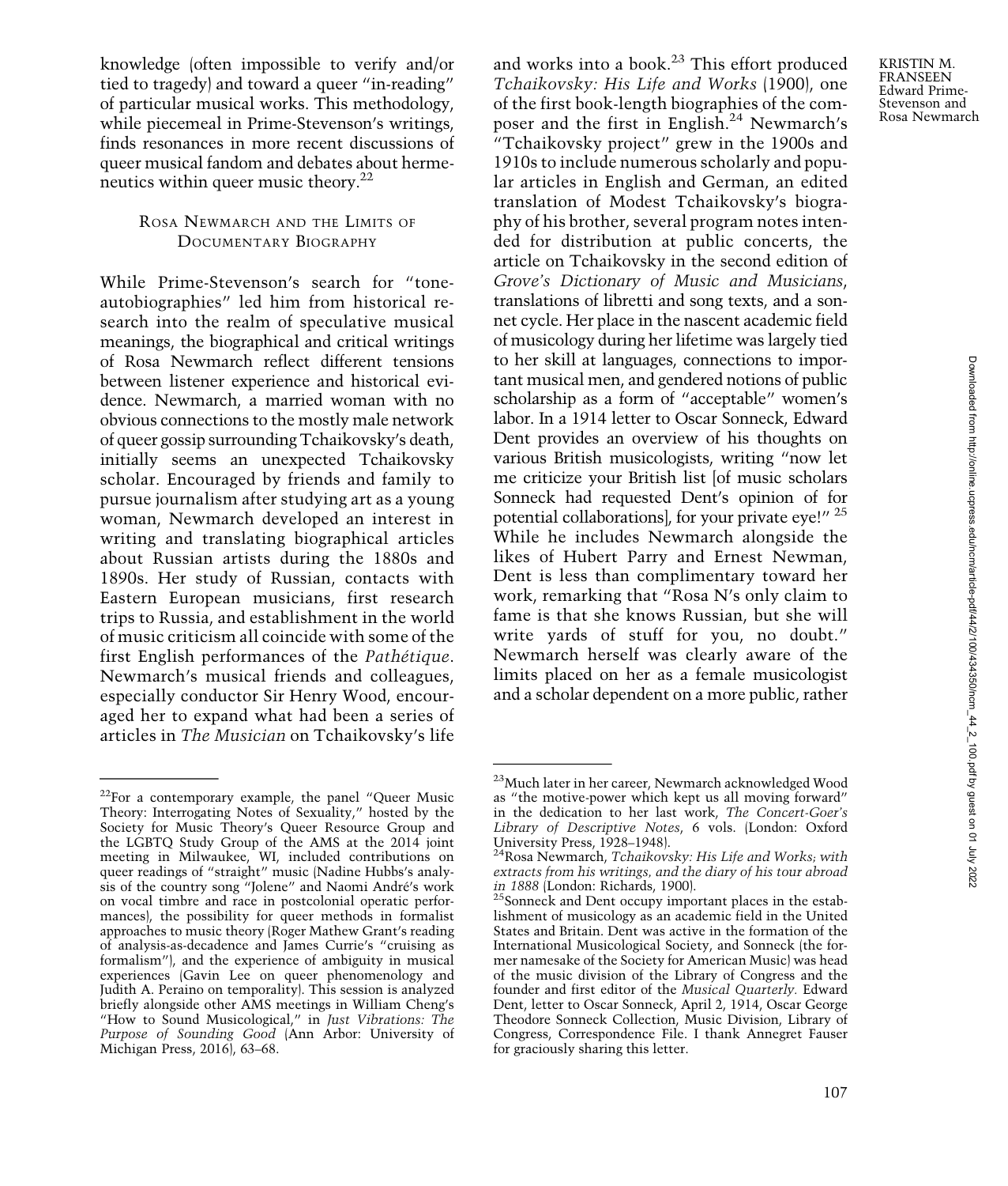knowledge (often impossible to verify and/or tied to tragedy) and toward a queer "in-reading" of particular musical works. This methodology, while piecemeal in Prime-Stevenson's writings, finds resonances in more recent discussions of queer musical fandom and debates about hermeneutics within queer music theory.[22]

## Rosa Newmarch and the Limits of Documentary Biography

While Prime-Stevenson's search for "tone-autobiographies" led him from historical research into the realm of speculative musical meanings, the biographical and critical writings of Rosa Newmarch reflect different tensions between listener experience and historical evidence. Newmarch, a married woman with no obvious connections to the mostly male network of queer gossip surrounding Tchaikovsky's death, initially seems an unexpected Tchaikovsky scholar. Encouraged by friends and family to pursue journalism after studying art as a young woman, Newmarch developed an interest in writing and translating biographical articles about Russian artists during the 1880s and 1890s. Her study of Russian, contacts with Eastern European musicians, first research trips to Russia, and establishment in the world of music criticism all coincide with some of the first English performances of the *Pathétique*. Newmarch's musical friends and colleagues, especially conductor Sir Henry Wood, encouraged her to expand what had been a series of articles in *The Musician* on Tchaikovsky's life and works into a book.[23] This effort produced *Tchaikovsky: His Life and Works* (1900), one of the first book-length biographies of the composer and the first in English.[24] Newmarch's "Tchaikovsky project" grew in the 1900s and 1910s to include numerous scholarly and popular articles in English and German, an edited translation of Modest Tchaikovsky's biography of his brother, several program notes intended for distribution at public concerts, the article on Tchaikovsky in the second edition of *Grove's Dictionary of Music and Musicians*, translations of libretti and song texts, and a sonnet cycle. Her place in the nascent academic field of musicology during her lifetime was largely tied to her skill at languages, connections to important musical men, and gendered notions of public scholarship as a form of "acceptable" women's labor. In a 1914 letter to Oscar Sonneck, Edward Dent provides an overview of his thoughts on various British musicologists, writing "now let me criticize your British list [of music scholars Sonneck had requested Dent's opinion of for potential collaborations], for your private eye!"[25] While he includes Newmarch alongside the likes of Hubert Parry and Ernest Newman, Dent is less than complimentary toward her work, remarking that "Rosa N's only claim to fame is that she knows Russian, but she will write yards of stuff for you, no doubt." Newmarch herself was clearly aware of the limits placed on her as a female musicologist and a scholar dependent on a more public, rather

---

[22]For a contemporary example, the panel "Queer Music Theory: Interrogating Notes of Sexuality," hosted by the Society for Music Theory's Queer Resource Group and the LGBTQ Study Group of the AMS at the 2014 joint meeting in Milwaukee, WI, included contributions on queer readings of "straight" music (Nadine Hubbs's analysis of the country song "Jolene" and Naomi André's work on vocal timbre and race in postcolonial operatic performances), the possibility for queer methods in formalist approaches to music theory (Roger Mathew Grant's reading of analysis-as-decadence and James Currie's "cruising as formalism"), and the experience of ambiguity in musical experiences (Gavin Lee on queer phenomenology and Judith A. Peraino on temporality). This session is analyzed briefly alongside other AMS meetings in William Cheng's "How to Sound Musicological," in *Just Vibrations: The Purpose of Sounding Good* (Ann Arbor: University of Michigan Press, 2016), 63–68.

[23]Much later in her career, Newmarch acknowledged Wood as "the motive-power which kept us all moving forward" in the dedication to her last work, *The Concert-Goer's Library of Descriptive Notes*, 6 vols. (London: Oxford University Press, 1928–1948).

[24]Rosa Newmarch, *Tchaikovsky: His Life and Works; with extracts from his writings, and the diary of his tour abroad in 1888* (London: Richards, 1900).

[25]Sonneck and Dent occupy important places in the establishment of musicology as an academic field in the United States and Britain. Dent was active in the formation of the International Musicological Society, and Sonneck (the former namesake of the Society for American Music) was head of the music division of the Library of Congress and the founder and first editor of the *Musical Quarterly.* Edward Dent, letter to Oscar Sonneck, April 2, 1914, Oscar George Theodore Sonneck Collection, Music Division, Library of Congress, Correspondence File. I thank Annegret Fauser for graciously sharing this letter.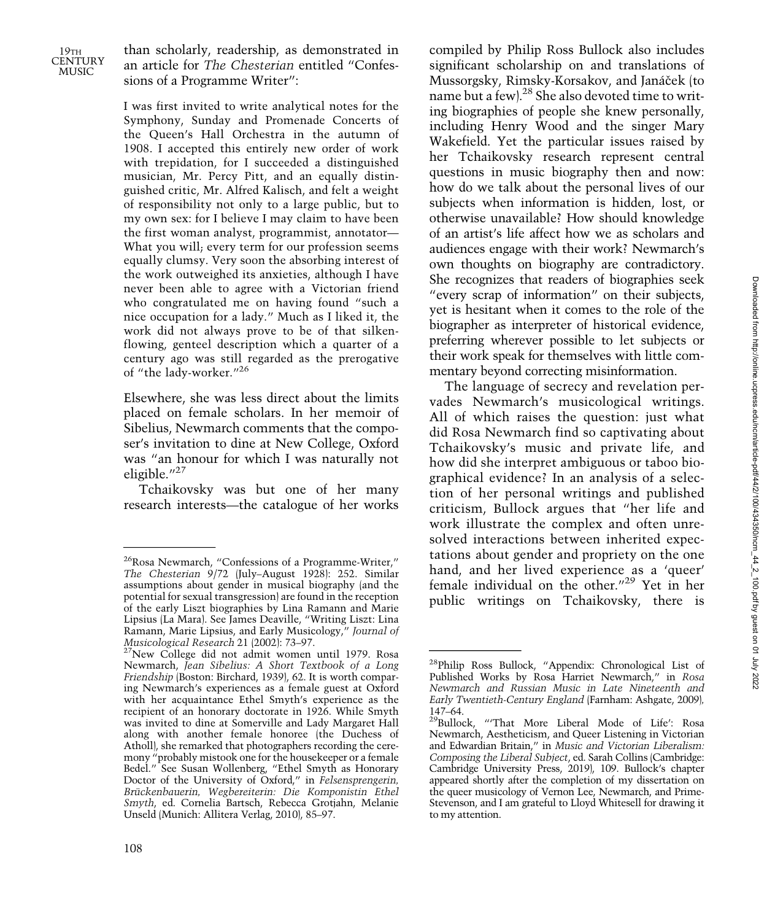than scholarly, readership, as demonstrated in an article for *The Chesterian* entitled "Confessions of a Programme Writer":

> I was first invited to write analytical notes for the Symphony, Sunday and Promenade Concerts of the Queen's Hall Orchestra in the autumn of 1908. I accepted this entirely new order of work with trepidation, for I succeeded a distinguished musician, Mr. Percy Pitt, and an equally distinguished critic, Mr. Alfred Kalisch, and felt a weight of responsibility not only to a large public, but to my own sex: for I believe I may claim to have been the first woman analyst, programmist, annotator—What you will; every term for our profession seems equally clumsy. Very soon the absorbing interest of the work outweighed its anxieties, although I have never been able to agree with a Victorian friend who congratulated me on having found "such a nice occupation for a lady." Much as I liked it, the work did not always prove to be of that silken-flowing, genteel description which a quarter of a century ago was still regarded as the prerogative of "the lady-worker."[26]

Elsewhere, she was less direct about the limits placed on female scholars. In her memoir of Sibelius, Newmarch comments that the composer's invitation to dine at New College, Oxford was "an honour for which I was naturally not eligible."[27]

Tchaikovsky was but one of her many research interests—the catalogue of her works compiled by Philip Ross Bullock also includes significant scholarship on and translations of Mussorgsky, Rimsky-Korsakov, and Janáček (to name but a few).[28] She also devoted time to writing biographies of people she knew personally, including Henry Wood and the singer Mary Wakefield. Yet the particular issues raised by her Tchaikovsky research represent central questions in music biography then and now: how do we talk about the personal lives of our subjects when information is hidden, lost, or otherwise unavailable? How should knowledge of an artist's life affect how we as scholars and audiences engage with their work? Newmarch's own thoughts on biography are contradictory. She recognizes that readers of biographies seek "every scrap of information" on their subjects, yet is hesitant when it comes to the role of the biographer as interpreter of historical evidence, preferring wherever possible to let subjects or their work speak for themselves with little commentary beyond correcting misinformation.

The language of secrecy and revelation pervades Newmarch's musicological writings. All of which raises the question: just what did Rosa Newmarch find so captivating about Tchaikovsky's music and private life, and how did she interpret ambiguous or taboo biographical evidence? In an analysis of a selection of her personal writings and published criticism, Bullock argues that "her life and work illustrate the complex and often unresolved interactions between inherited expectations about gender and propriety on the one hand, and her lived experience as a 'queer' female individual on the other."[29] Yet in her public writings on Tchaikovsky, there is

---

[26] Rosa Newmarch, "Confessions of a Programme-Writer," *The Chesterian* 9/72 (July–August 1928): 252. Similar assumptions about gender in musical biography (and the potential for sexual transgression) are found in the reception of the early Liszt biographies by Lina Ramann and Marie Lipsius (La Mara). See James Deaville, "Writing Liszt: Lina Ramann, Marie Lipsius, and Early Musicology," *Journal of Musicological Research* 21 (2002): 73–97.

[27] New College did not admit women until 1979. Rosa Newmarch, *Jean Sibelius: A Short Textbook of a Long Friendship* (Boston: Birchard, 1939), 62. It is worth comparing Newmarch's experiences as a female guest at Oxford with her acquaintance Ethel Smyth's experience as the recipient of an honorary doctorate in 1926. While Smyth was invited to dine at Somerville and Lady Margaret Hall along with another female honoree (the Duchess of Atholl), she remarked that photographers recording the ceremony "probably mistook one for the housekeeper or a female Bedel." See Susan Wollenberg, "Ethel Smyth as Honorary Doctor of the University of Oxford," in *Felsensprengerin, Brückenbauerin, Wegbereiterin: Die Komponistin Ethel Smyth*, ed. Cornelia Bartsch, Rebecca Grotjahn, Melanie Unseld (Munich: Allitera Verlag, 2010), 85–97.

[28] Philip Ross Bullock, "Appendix: Chronological List of Published Works by Rosa Harriet Newmarch," in *Rosa Newmarch and Russian Music in Late Nineteenth and Early Twentieth-Century England* (Farnham: Ashgate, 2009), 147–64.

[29] Bullock, "'That More Liberal Mode of Life': Rosa Newmarch, Aestheticism, and Queer Listening in Victorian and Edwardian Britain," in *Music and Victorian Liberalism: Composing the Liberal Subject*, ed. Sarah Collins (Cambridge: Cambridge University Press, 2019), 109. Bullock's chapter appeared shortly after the completion of my dissertation on the queer musicology of Vernon Lee, Newmarch, and Prime-Stevenson, and I am grateful to Lloyd Whitesell for drawing it to my attention.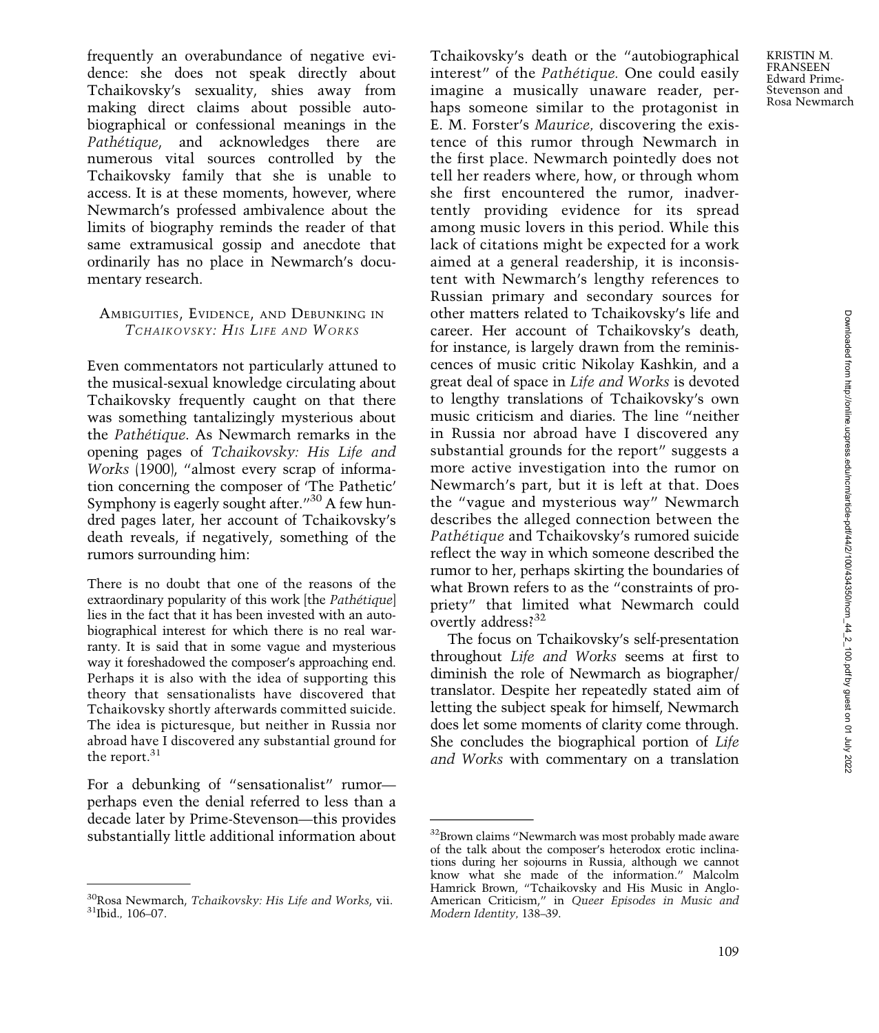frequently an overabundance of negative evidence: she does not speak directly about Tchaikovsky's sexuality, shies away from making direct claims about possible autobiographical or confessional meanings in the *Pathétique*, and acknowledges there are numerous vital sources controlled by the Tchaikovsky family that she is unable to access. It is at these moments, however, where Newmarch's professed ambivalence about the limits of biography reminds the reader of that same extramusical gossip and anecdote that ordinarily has no place in Newmarch's documentary research.

## Ambiguities, Evidence, and Debunking in *Tchaikovsky: His Life and Works*

Even commentators not particularly attuned to the musical-sexual knowledge circulating about Tchaikovsky frequently caught on that there was something tantalizingly mysterious about the *Pathétique*. As Newmarch remarks in the opening pages of *Tchaikovsky: His Life and Works* (1900), "almost every scrap of information concerning the composer of 'The Pathetic' Symphony is eagerly sought after."[30] A few hundred pages later, her account of Tchaikovsky's death reveals, if negatively, something of the rumors surrounding him:

> There is no doubt that one of the reasons of the extraordinary popularity of this work [the *Pathétique*] lies in the fact that it has been invested with an autobiographical interest for which there is no real warranty. It is said that in some vague and mysterious way it foreshadowed the composer's approaching end. Perhaps it is also with the idea of supporting this theory that sensationalists have discovered that Tchaikovsky shortly afterwards committed suicide. The idea is picturesque, but neither in Russia nor abroad have I discovered any substantial ground for the report.[31]

For a debunking of "sensationalist" rumor—perhaps even the denial referred to less than a decade later by Prime-Stevenson—this provides substantially little additional information about Tchaikovsky's death or the "autobiographical interest" of the *Pathétique.* One could easily imagine a musically unaware reader, perhaps someone similar to the protagonist in E. M. Forster's *Maurice,* discovering the existence of this rumor through Newmarch in the first place. Newmarch pointedly does not tell her readers where, how, or through whom she first encountered the rumor, inadvertently providing evidence for its spread among music lovers in this period. While this lack of citations might be expected for a work aimed at a general readership, it is inconsistent with Newmarch's lengthy references to Russian primary and secondary sources for other matters related to Tchaikovsky's life and career. Her account of Tchaikovsky's death, for instance, is largely drawn from the reminiscences of music critic Nikolay Kashkin, and a great deal of space in *Life and Works* is devoted to lengthy translations of Tchaikovsky's own music criticism and diaries. The line "neither in Russia nor abroad have I discovered any substantial grounds for the report" suggests a more active investigation into the rumor on Newmarch's part, but it is left at that. Does the "vague and mysterious way" Newmarch describes the alleged connection between the *Pathétique* and Tchaikovsky's rumored suicide reflect the way in which someone described the rumor to her, perhaps skirting the boundaries of what Brown refers to as the "constraints of propriety" that limited what Newmarch could overtly address?[32]

The focus on Tchaikovsky's self-presentation throughout *Life and Works* seems at first to diminish the role of Newmarch as biographer/translator. Despite her repeatedly stated aim of letting the subject speak for himself, Newmarch does let some moments of clarity come through. She concludes the biographical portion of *Life and Works* with commentary on a translation

---

[30] Rosa Newmarch, *Tchaikovsky: His Life and Works*, vii.

[31] Ibid., 106–07.

[32] Brown claims "Newmarch was most probably made aware of the talk about the composer's heterodox erotic inclinations during her sojourns in Russia, although we cannot know what she made of the information." Malcolm Hamrick Brown, "Tchaikovsky and His Music in Anglo-American Criticism," in *Queer Episodes in Music and Modern Identity*, 138–39.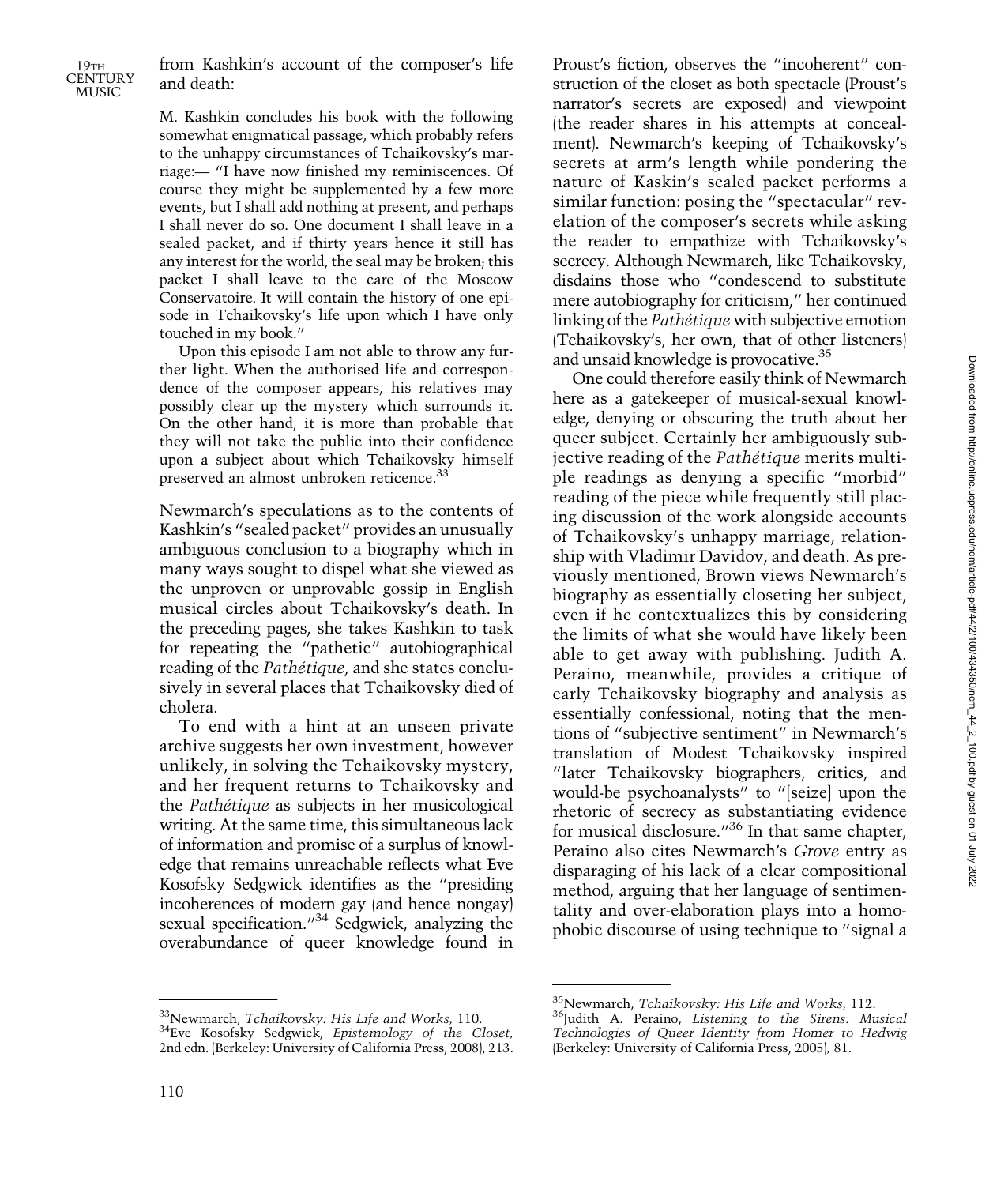from Kashkin's account of the composer's life and death:

> M. Kashkin concludes his book with the following somewhat enigmatical passage, which probably refers to the unhappy circumstances of Tchaikovsky's marriage:— "I have now finished my reminiscences. Of course they might be supplemented by a few more events, but I shall add nothing at present, and perhaps I shall never do so. One document I shall leave in a sealed packet, and if thirty years hence it still has any interest for the world, the seal may be broken; this packet I shall leave to the care of the Moscow Conservatoire. It will contain the history of one episode in Tchaikovsky's life upon which I have only touched in my book."
>
> Upon this episode I am not able to throw any further light. When the authorised life and correspondence of the composer appears, his relatives may possibly clear up the mystery which surrounds it. On the other hand, it is more than probable that they will not take the public into their confidence upon a subject about which Tchaikovsky himself preserved an almost unbroken reticence.[33]

Newmarch's speculations as to the contents of Kashkin's "sealed packet" provides an unusually ambiguous conclusion to a biography which in many ways sought to dispel what she viewed as the unproven or unprovable gossip in English musical circles about Tchaikovsky's death. In the preceding pages, she takes Kashkin to task for repeating the "pathetic" autobiographical reading of the *Pathétique*, and she states conclusively in several places that Tchaikovsky died of cholera.

To end with a hint at an unseen private archive suggests her own investment, however unlikely, in solving the Tchaikovsky mystery, and her frequent returns to Tchaikovsky and the *Pathétique* as subjects in her musicological writing. At the same time, this simultaneous lack of information and promise of a surplus of knowledge that remains unreachable reflects what Eve Kosofsky Sedgwick identifies as the "presiding incoherences of modern gay (and hence nongay) sexual specification."[34] Sedgwick, analyzing the overabundance of queer knowledge found in Proust's fiction, observes the "incoherent" construction of the closet as both spectacle (Proust's narrator's secrets are exposed) and viewpoint (the reader shares in his attempts at concealment). Newmarch's keeping of Tchaikovsky's secrets at arm's length while pondering the nature of Kaskin's sealed packet performs a similar function: posing the "spectacular" revelation of the composer's secrets while asking the reader to empathize with Tchaikovsky's secrecy. Although Newmarch, like Tchaikovsky, disdains those who "condescend to substitute mere autobiography for criticism," her continued linking of the *Pathétique* with subjective emotion (Tchaikovsky's, her own, that of other listeners) and unsaid knowledge is provocative.[35]

One could therefore easily think of Newmarch here as a gatekeeper of musical-sexual knowledge, denying or obscuring the truth about her queer subject. Certainly her ambiguously subjective reading of the *Pathétique* merits multiple readings as denying a specific "morbid" reading of the piece while frequently still placing discussion of the work alongside accounts of Tchaikovsky's unhappy marriage, relationship with Vladimir Davidov, and death. As previously mentioned, Brown views Newmarch's biography as essentially closeting her subject, even if he contextualizes this by considering the limits of what she would have likely been able to get away with publishing. Judith A. Peraino, meanwhile, provides a critique of early Tchaikovsky biography and analysis as essentially confessional, noting that the mentions of "subjective sentiment" in Newmarch's translation of Modest Tchaikovsky inspired "later Tchaikovsky biographers, critics, and would-be psychoanalysts" to "[seize] upon the rhetoric of secrecy as substantiating evidence for musical disclosure."[36] In that same chapter, Peraino also cites Newmarch's *Grove* entry as disparaging of his lack of a clear compositional method, arguing that her language of sentimentality and over-elaboration plays into a homophobic discourse of using technique to "signal a

---

[33] Newmarch, *Tchaikovsky: His Life and Works*, 110.

[34] Eve Kosofsky Sedgwick, *Epistemology of the Closet*, 2nd edn. (Berkeley: University of California Press, 2008), 213.

[35] Newmarch, *Tchaikovsky: His Life and Works*, 112.

[36] Judith A. Peraino, *Listening to the Sirens: Musical Technologies of Queer Identity from Homer to Hedwig* (Berkeley: University of California Press, 2005), 81.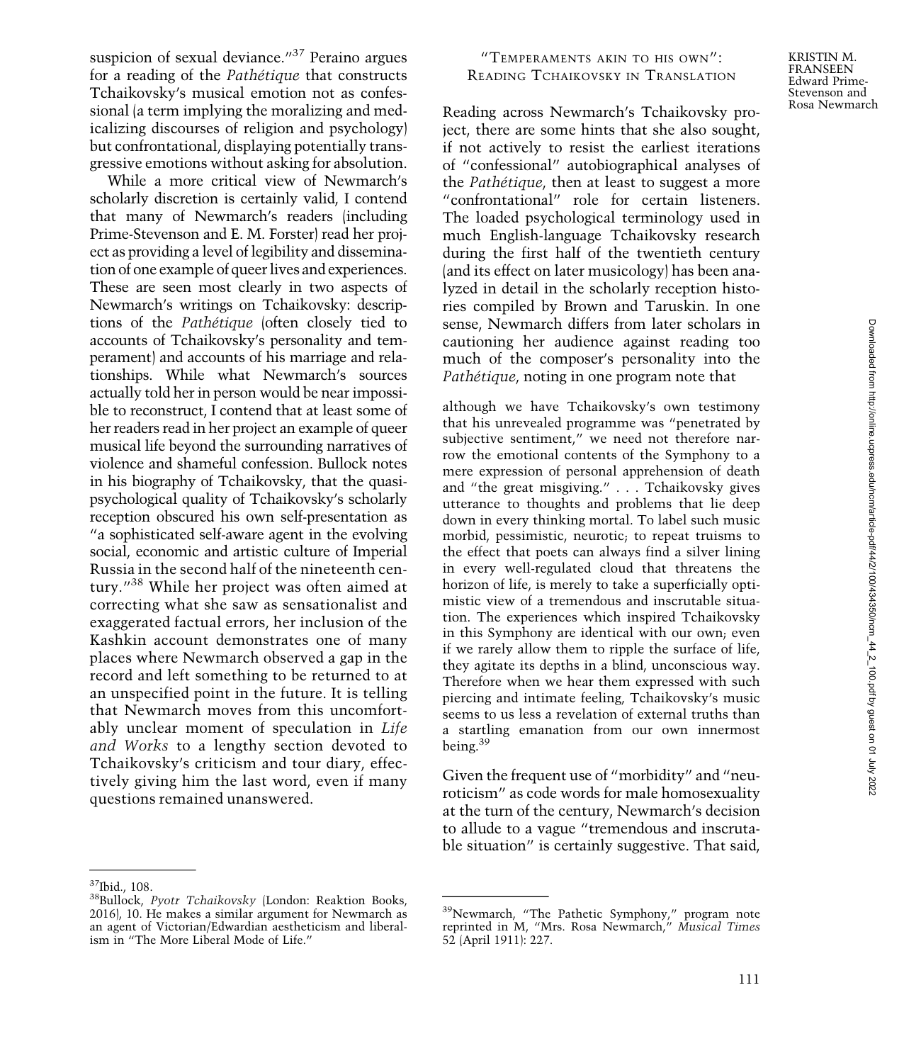suspicion of sexual deviance."[37] Peraino argues for a reading of the *Pathétique* that constructs Tchaikovsky's musical emotion not as confessional (a term implying the moralizing and medicalizing discourses of religion and psychology) but confrontational, displaying potentially transgressive emotions without asking for absolution.

While a more critical view of Newmarch's scholarly discretion is certainly valid, I contend that many of Newmarch's readers (including Prime-Stevenson and E. M. Forster) read her project as providing a level of legibility and dissemination of one example of queer lives and experiences. These are seen most clearly in two aspects of Newmarch's writings on Tchaikovsky: descriptions of the *Pathétique* (often closely tied to accounts of Tchaikovsky's personality and temperament) and accounts of his marriage and relationships. While what Newmarch's sources actually told her in person would be near impossible to reconstruct, I contend that at least some of her readers read in her project an example of queer musical life beyond the surrounding narratives of violence and shameful confession. Bullock notes in his biography of Tchaikovsky, that the quasi-psychological quality of Tchaikovsky's scholarly reception obscured his own self-presentation as "a sophisticated self-aware agent in the evolving social, economic and artistic culture of Imperial Russia in the second half of the nineteenth century."[38] While her project was often aimed at correcting what she saw as sensationalist and exaggerated factual errors, her inclusion of the Kashkin account demonstrates one of many places where Newmarch observed a gap in the record and left something to be returned to at an unspecified point in the future. It is telling that Newmarch moves from this uncomfortably unclear moment of speculation in *Life and Works* to a lengthy section devoted to Tchaikovsky's criticism and tour diary, effectively giving him the last word, even if many questions remained unanswered.

## "Temperaments akin to his own": Reading Tchaikovsky in Translation

Reading across Newmarch's Tchaikovsky project, there are some hints that she also sought, if not actively to resist the earliest iterations of "confessional" autobiographical analyses of the *Pathétique*, then at least to suggest a more "confrontational" role for certain listeners. The loaded psychological terminology used in much English-language Tchaikovsky research during the first half of the twentieth century (and its effect on later musicology) has been analyzed in detail in the scholarly reception histories compiled by Brown and Taruskin. In one sense, Newmarch differs from later scholars in cautioning her audience against reading too much of the composer's personality into the *Pathétique*, noting in one program note that

> although we have Tchaikovsky's own testimony that his unrevealed programme was "penetrated by subjective sentiment," we need not therefore narrow the emotional contents of the Symphony to a mere expression of personal apprehension of death and "the great misgiving." . . . Tchaikovsky gives utterance to thoughts and problems that lie deep down in every thinking mortal. To label such music morbid, pessimistic, neurotic; to repeat truisms to the effect that poets can always find a silver lining in every well-regulated cloud that threatens the horizon of life, is merely to take a superficially optimistic view of a tremendous and inscrutable situation. The experiences which inspired Tchaikovsky in this Symphony are identical with our own; even if we rarely allow them to ripple the surface of life, they agitate its depths in a blind, unconscious way. Therefore when we hear them expressed with such piercing and intimate feeling, Tchaikovsky's music seems to us less a revelation of external truths than a startling emanation from our own innermost being.[39]

Given the frequent use of "morbidity" and "neuroticism" as code words for male homosexuality at the turn of the century, Newmarch's decision to allude to a vague "tremendous and inscrutable situation" is certainly suggestive. That said,

---

[37] Ibid., 108.

[38] Bullock, *Pyotr Tchaikovsky* (London: Reaktion Books, 2016), 10. He makes a similar argument for Newmarch as an agent of Victorian/Edwardian aestheticism and liberalism in "The More Liberal Mode of Life."

[39] Newmarch, "The Pathetic Symphony," program note reprinted in M, "Mrs. Rosa Newmarch," *Musical Times* 52 (April 1911): 227.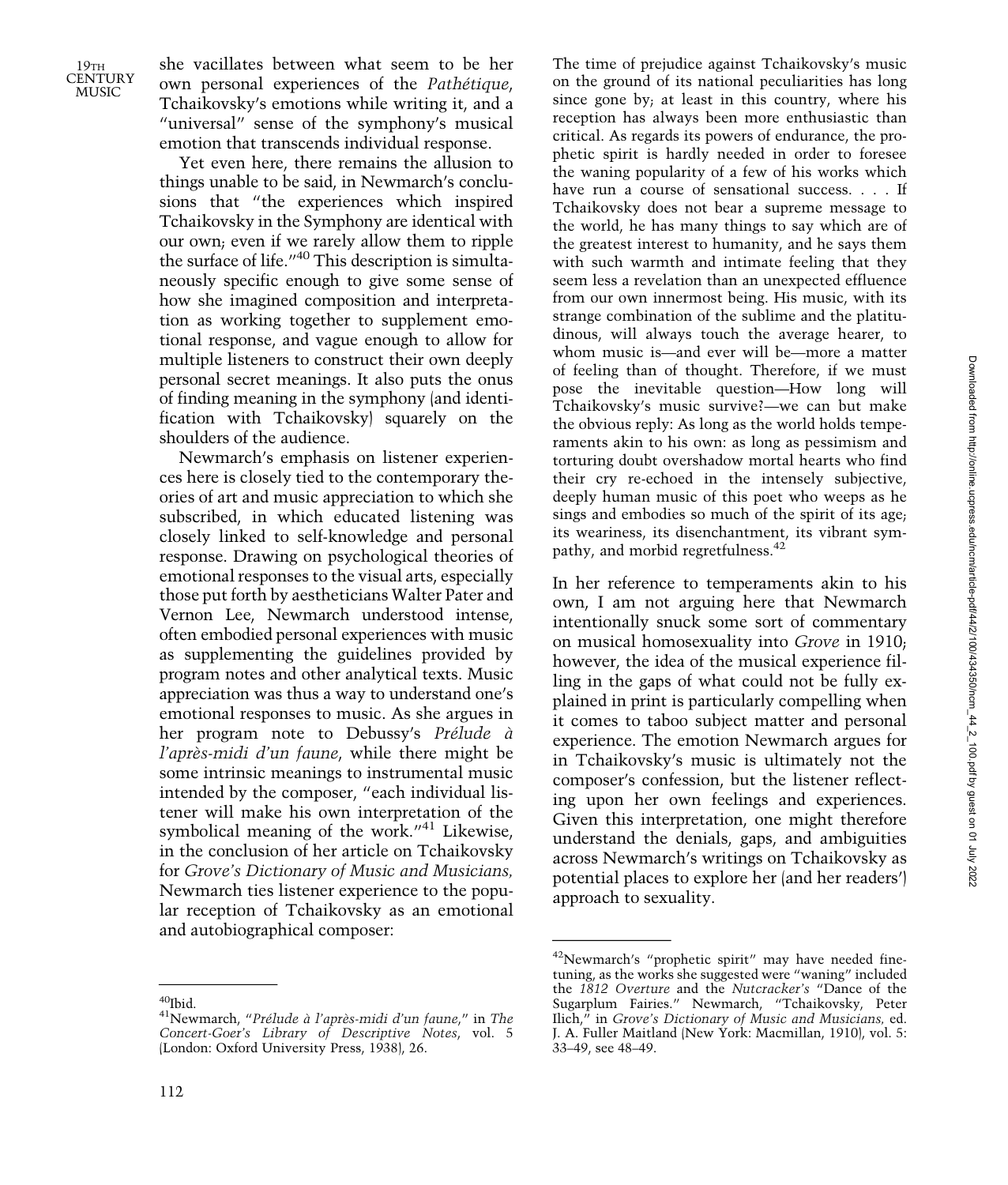she vacillates between what seem to be her own personal experiences of the *Pathétique*, Tchaikovsky's emotions while writing it, and a "universal" sense of the symphony's musical emotion that transcends individual response.

Yet even here, there remains the allusion to things unable to be said, in Newmarch's conclusions that "the experiences which inspired Tchaikovsky in the Symphony are identical with our own; even if we rarely allow them to ripple the surface of life."[40] This description is simultaneously specific enough to give some sense of how she imagined composition and interpretation as working together to supplement emotional response, and vague enough to allow for multiple listeners to construct their own deeply personal secret meanings. It also puts the onus of finding meaning in the symphony (and identification with Tchaikovsky) squarely on the shoulders of the audience.

Newmarch's emphasis on listener experiences here is closely tied to the contemporary theories of art and music appreciation to which she subscribed, in which educated listening was closely linked to self-knowledge and personal response. Drawing on psychological theories of emotional responses to the visual arts, especially those put forth by aestheticians Walter Pater and Vernon Lee, Newmarch understood intense, often embodied personal experiences with music as supplementing the guidelines provided by program notes and other analytical texts. Music appreciation was thus a way to understand one's emotional responses to music. As she argues in her program note to Debussy's *Prélude à l'après-midi d'un faune*, while there might be some intrinsic meanings to instrumental music intended by the composer, "each individual listener will make his own interpretation of the symbolical meaning of the work."[41] Likewise, in the conclusion of her article on Tchaikovsky for *Grove's Dictionary of Music and Musicians,* Newmarch ties listener experience to the popular reception of Tchaikovsky as an emotional and autobiographical composer:

> The time of prejudice against Tchaikovsky's music on the ground of its national peculiarities has long since gone by; at least in this country, where his reception has always been more enthusiastic than critical. As regards its powers of endurance, the prophetic spirit is hardly needed in order to foresee the waning popularity of a few of his works which have run a course of sensational success. . . . If Tchaikovsky does not bear a supreme message to the world, he has many things to say which are of the greatest interest to humanity, and he says them with such warmth and intimate feeling that they seem less a revelation than an unexpected effluence from our own innermost being. His music, with its strange combination of the sublime and the platitudinous, will always touch the average hearer, to whom music is—and ever will be—more a matter of feeling than of thought. Therefore, if we must pose the inevitable question—How long will Tchaikovsky's music survive?—we can but make the obvious reply: As long as the world holds temperaments akin to his own: as long as pessimism and torturing doubt overshadow mortal hearts who find their cry re-echoed in the intensely subjective, deeply human music of this poet who weeps as he sings and embodies so much of the spirit of its age; its weariness, its disenchantment, its vibrant sympathy, and morbid regretfulness.[42]

In her reference to temperaments akin to his own, I am not arguing here that Newmarch intentionally snuck some sort of commentary on musical homosexuality into *Grove* in 1910; however, the idea of the musical experience filling in the gaps of what could not be fully explained in print is particularly compelling when it comes to taboo subject matter and personal experience. The emotion Newmarch argues for in Tchaikovsky's music is ultimately not the composer's confession, but the listener reflecting upon her own feelings and experiences. Given this interpretation, one might therefore understand the denials, gaps, and ambiguities across Newmarch's writings on Tchaikovsky as potential places to explore her (and her readers') approach to sexuality.

---

[40] Ibid.

[41] Newmarch, "*Prélude à l'après-midi d'un faune*," in *The Concert-Goer's Library of Descriptive Notes*, vol. 5 (London: Oxford University Press, 1938), 26.

[42] Newmarch's "prophetic spirit" may have needed fine-tuning, as the works she suggested were "waning" included the *1812 Overture* and the *Nutcracker's* "Dance of the Sugarplum Fairies." Newmarch, "Tchaikovsky, Peter Ilich," in *Grove's Dictionary of Music and Musicians,* ed. J. A. Fuller Maitland (New York: Macmillan, 1910), vol. 5: 33–49, see 48–49.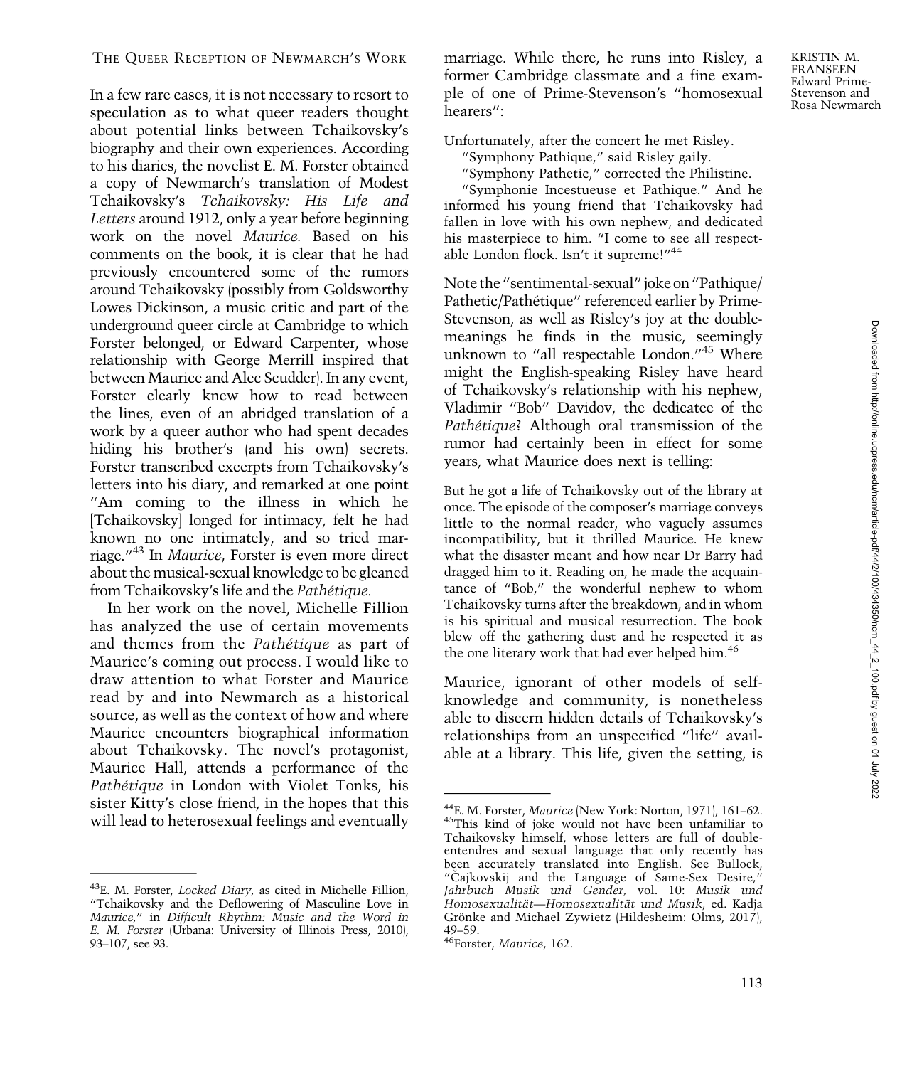In a few rare cases, it is not necessary to resort to speculation as to what queer readers thought about potential links between Tchaikovsky's biography and their own experiences. According to his diaries, the novelist E. M. Forster obtained a copy of Newmarch's translation of Modest Tchaikovsky's *Tchaikovsky: His Life and Letters* around 1912, only a year before beginning work on the novel *Maurice.* Based on his comments on the book, it is clear that he had previously encountered some of the rumors around Tchaikovsky (possibly from Goldsworthy Lowes Dickinson, a music critic and part of the underground queer circle at Cambridge to which Forster belonged, or Edward Carpenter, whose relationship with George Merrill inspired that between Maurice and Alec Scudder). In any event, Forster clearly knew how to read between the lines, even of an abridged translation of a work by a queer author who had spent decades hiding his brother's (and his own) secrets. Forster transcribed excerpts from Tchaikovsky's letters into his diary, and remarked at one point "Am coming to the illness in which he [Tchaikovsky] longed for intimacy, felt he had known no one intimately, and so tried marriage."[43] In *Maurice*, Forster is even more direct about the musical-sexual knowledge to be gleaned from Tchaikovsky's life and the *Pathétique.*

In her work on the novel, Michelle Fillion has analyzed the use of certain movements and themes from the *Pathétique* as part of Maurice's coming out process. I would like to draw attention to what Forster and Maurice read by and into Newmarch as a historical source, as well as the context of how and where Maurice encounters biographical information about Tchaikovsky. The novel's protagonist, Maurice Hall, attends a performance of the *Pathétique* in London with Violet Tonks, his sister Kitty's close friend, in the hopes that this will lead to heterosexual feelings and eventually marriage. While there, he runs into Risley, a former Cambridge classmate and a fine example of one of Prime-Stevenson's "homosexual hearers":

> Unfortunately, after the concert he met Risley.
>
> "Symphony Pathique," said Risley gaily.
>
> "Symphony Pathetic," corrected the Philistine.
>
> "Symphonie Incestueuse et Pathique." And he informed his young friend that Tchaikovsky had fallen in love with his own nephew, and dedicated his masterpiece to him. "I come to see all respectable London flock. Isn't it supreme!"[44]

Note the "sentimental-sexual" joke on "Pathique/Pathetic/Pathétique" referenced earlier by Prime-Stevenson, as well as Risley's joy at the double-meanings he finds in the music, seemingly unknown to "all respectable London."[45] Where might the English-speaking Risley have heard of Tchaikovsky's relationship with his nephew, Vladimir "Bob" Davidov, the dedicatee of the *Pathétique*? Although oral transmission of the rumor had certainly been in effect for some years, what Maurice does next is telling:

> But he got a life of Tchaikovsky out of the library at once. The episode of the composer's marriage conveys little to the normal reader, who vaguely assumes incompatibility, but it thrilled Maurice. He knew what the disaster meant and how near Dr Barry had dragged him to it. Reading on, he made the acquaintance of "Bob," the wonderful nephew to whom Tchaikovsky turns after the breakdown, and in whom is his spiritual and musical resurrection. The book blew off the gathering dust and he respected it as the one literary work that had ever helped him.[46]

Maurice, ignorant of other models of self-knowledge and community, is nonetheless able to discern hidden details of Tchaikovsky's relationships from an unspecified "life" available at a library. This life, given the setting, is

---

[43] E. M. Forster, *Locked Diary,* as cited in Michelle Fillion, "Tchaikovsky and the Deflowering of Masculine Love in *Maurice,*" in *Difficult Rhythm: Music and the Word in E. M. Forster* (Urbana: University of Illinois Press, 2010), 93–107, see 93.

[44] E. M. Forster, *Maurice* (New York: Norton, 1971), 161–62.

[45] This kind of joke would not have been unfamiliar to Tchaikovsky himself, whose letters are full of double-entendres and sexual language that only recently has been accurately translated into English. See Bullock, "Čajkovskij and the Language of Same-Sex Desire," *Jahrbuch Musik und Gender,* vol. 10: *Musik und Homosexualität—Homosexualität und Musik*, ed. Kadja Grönke and Michael Zywietz (Hildesheim: Olms, 2017), 49–59.

[46] Forster, *Maurice*, 162.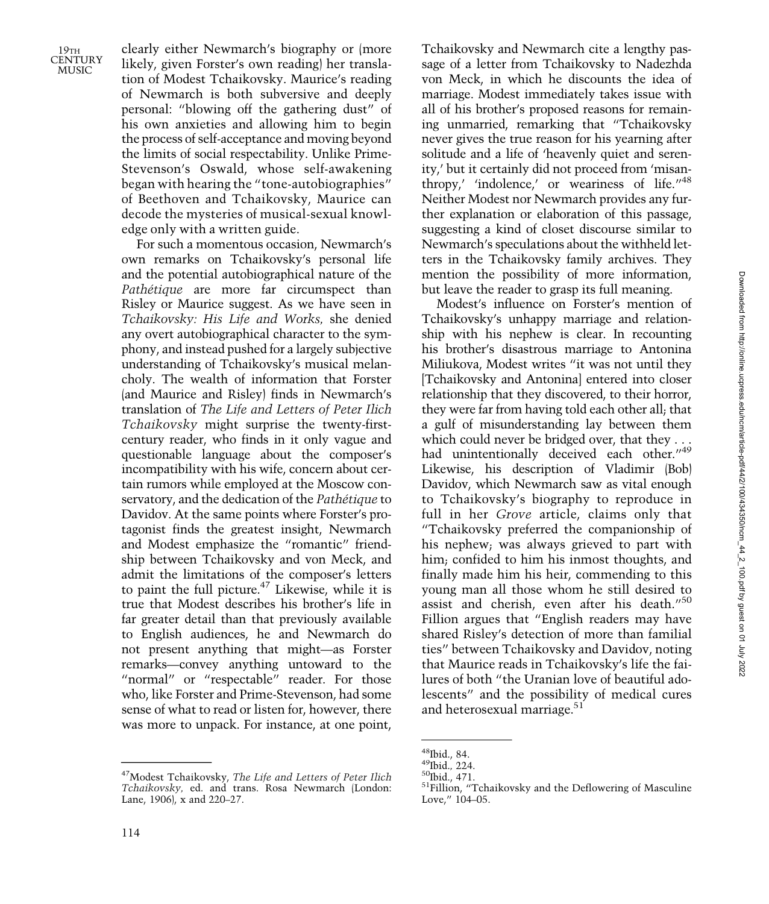clearly either Newmarch's biography or (more likely, given Forster's own reading) her translation of Modest Tchaikovsky. Maurice's reading of Newmarch is both subversive and deeply personal: "blowing off the gathering dust" of his own anxieties and allowing him to begin the process of self-acceptance and moving beyond the limits of social respectability. Unlike Prime-Stevenson's Oswald, whose self-awakening began with hearing the "tone-autobiographies" of Beethoven and Tchaikovsky, Maurice can decode the mysteries of musical-sexual knowledge only with a written guide.

For such a momentous occasion, Newmarch's own remarks on Tchaikovsky's personal life and the potential autobiographical nature of the *Pathétique* are more far circumspect than Risley or Maurice suggest. As we have seen in *Tchaikovsky: His Life and Works,* she denied any overt autobiographical character to the symphony, and instead pushed for a largely subjective understanding of Tchaikovsky's musical melancholy. The wealth of information that Forster (and Maurice and Risley) finds in Newmarch's translation of *The Life and Letters of Peter Ilich Tchaikovsky* might surprise the twenty-first-century reader, who finds in it only vague and questionable language about the composer's incompatibility with his wife, concern about certain rumors while employed at the Moscow conservatory, and the dedication of the *Pathétique* to Davidov. At the same points where Forster's protagonist finds the greatest insight, Newmarch and Modest emphasize the "romantic" friendship between Tchaikovsky and von Meck, and admit the limitations of the composer's letters to paint the full picture.[47] Likewise, while it is true that Modest describes his brother's life in far greater detail than that previously available to English audiences, he and Newmarch do not present anything that might—as Forster remarks—convey anything untoward to the "normal" or "respectable" reader. For those who, like Forster and Prime-Stevenson, had some sense of what to read or listen for, however, there was more to unpack. For instance, at one point, Tchaikovsky and Newmarch cite a lengthy passage of a letter from Tchaikovsky to Nadezhda von Meck, in which he discounts the idea of marriage. Modest immediately takes issue with all of his brother's proposed reasons for remaining unmarried, remarking that "Tchaikovsky never gives the true reason for his yearning after solitude and a life of 'heavenly quiet and serenity,' but it certainly did not proceed from 'misanthropy,' 'indolence,' or weariness of life."[48] Neither Modest nor Newmarch provides any further explanation or elaboration of this passage, suggesting a kind of closet discourse similar to Newmarch's speculations about the withheld letters in the Tchaikovsky family archives. They mention the possibility of more information, but leave the reader to grasp its full meaning.

Modest's influence on Forster's mention of Tchaikovsky's unhappy marriage and relationship with his nephew is clear. In recounting his brother's disastrous marriage to Antonina Miliukova, Modest writes "it was not until they [Tchaikovsky and Antonina] entered into closer relationship that they discovered, to their horror, they were far from having told each other all; that a gulf of misunderstanding lay between them which could never be bridged over, that they . . . had unintentionally deceived each other."[49] Likewise, his description of Vladimir (Bob) Davidov, which Newmarch saw as vital enough to Tchaikovsky's biography to reproduce in full in her *Grove* article, claims only that "Tchaikovsky preferred the companionship of his nephew; was always grieved to part with him; confided to him his inmost thoughts, and finally made him his heir, commending to this young man all those whom he still desired to assist and cherish, even after his death."[50] Fillion argues that "English readers may have shared Risley's detection of more than familial ties" between Tchaikovsky and Davidov, noting that Maurice reads in Tchaikovsky's life the failures of both "the Uranian love of beautiful adolescents" and the possibility of medical cures and heterosexual marriage.[51]

---

[47] Modest Tchaikovsky, *The Life and Letters of Peter Ilich Tchaikovsky,* ed. and trans. Rosa Newmarch (London: Lane, 1906), x and 220–27.

[48] Ibid., 84.

[49] Ibid., 224.

[50] Ibid., 471.

[51] Fillion, "Tchaikovsky and the Deflowering of Masculine Love," 104–05.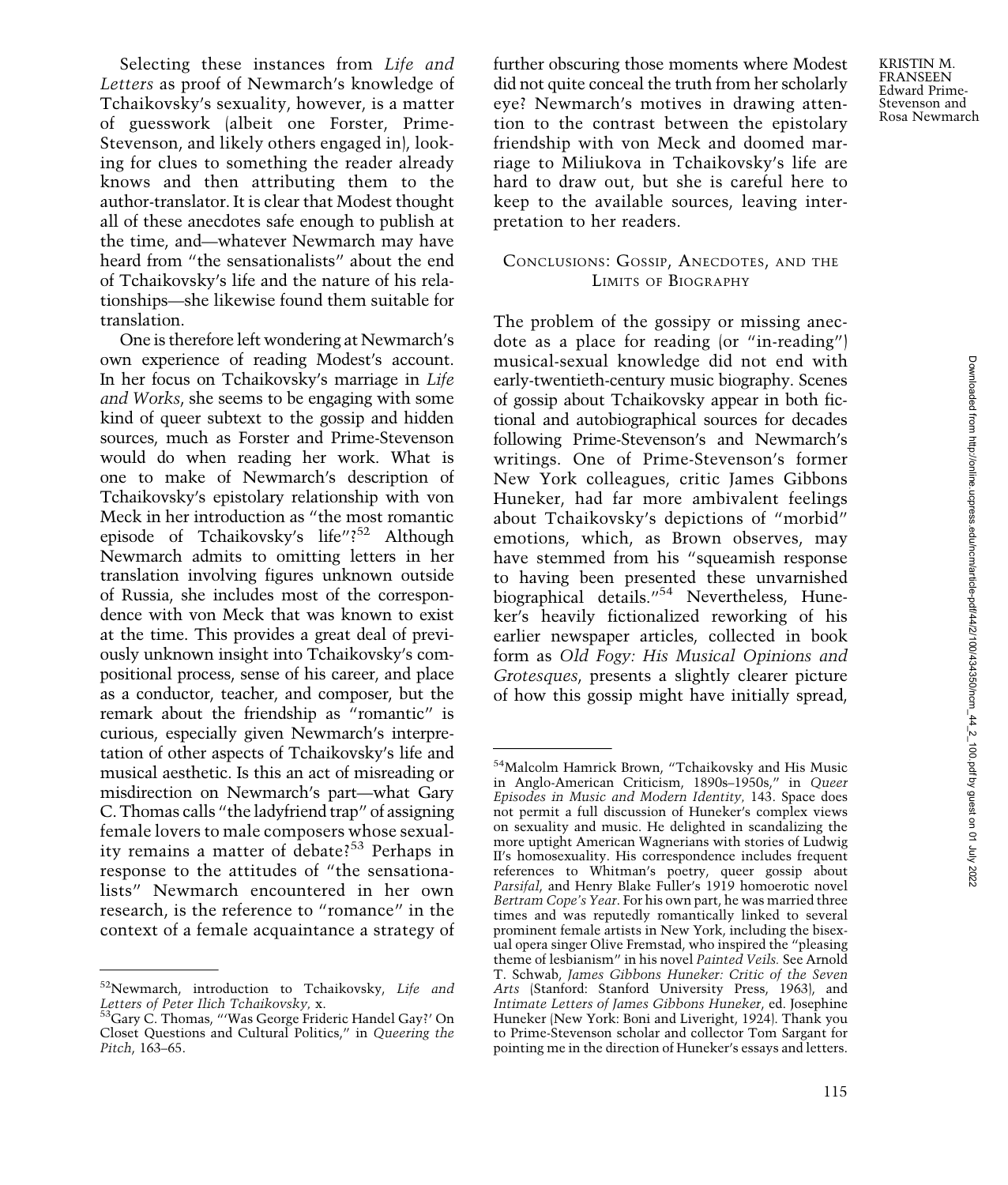Selecting these instances from *Life and Letters* as proof of Newmarch's knowledge of Tchaikovsky's sexuality, however, is a matter of guesswork (albeit one Forster, Prime-Stevenson, and likely others engaged in), looking for clues to something the reader already knows and then attributing them to the author-translator. It is clear that Modest thought all of these anecdotes safe enough to publish at the time, and—whatever Newmarch may have heard from "the sensationalists" about the end of Tchaikovsky's life and the nature of his relationships—she likewise found them suitable for translation.

One is therefore left wondering at Newmarch's own experience of reading Modest's account. In her focus on Tchaikovsky's marriage in *Life and Works*, she seems to be engaging with some kind of queer subtext to the gossip and hidden sources, much as Forster and Prime-Stevenson would do when reading her work. What is one to make of Newmarch's description of Tchaikovsky's epistolary relationship with von Meck in her introduction as "the most romantic episode of Tchaikovsky's life"?[52] Although Newmarch admits to omitting letters in her translation involving figures unknown outside of Russia, she includes most of the correspondence with von Meck that was known to exist at the time. This provides a great deal of previously unknown insight into Tchaikovsky's compositional process, sense of his career, and place as a conductor, teacher, and composer, but the remark about the friendship as "romantic" is curious, especially given Newmarch's interpretation of other aspects of Tchaikovsky's life and musical aesthetic. Is this an act of misreading or misdirection on Newmarch's part—what Gary C. Thomas calls "the ladyfriend trap" of assigning female lovers to male composers whose sexuality remains a matter of debate?[53] Perhaps in response to the attitudes of "the sensationalists" Newmarch encountered in her own research, is the reference to "romance" in the context of a female acquaintance a strategy of further obscuring those moments where Modest did not quite conceal the truth from her scholarly eye? Newmarch's motives in drawing attention to the contrast between the epistolary friendship with von Meck and doomed marriage to Miliukova in Tchaikovsky's life are hard to draw out, but she is careful here to keep to the available sources, leaving interpretation to her readers.

## Conclusions: Gossip, Anecdotes, and the Limits of Biography

The problem of the gossipy or missing anecdote as a place for reading (or "in-reading") musical-sexual knowledge did not end with early-twentieth-century music biography. Scenes of gossip about Tchaikovsky appear in both fictional and autobiographical sources for decades following Prime-Stevenson's and Newmarch's writings. One of Prime-Stevenson's former New York colleagues, critic James Gibbons Huneker, had far more ambivalent feelings about Tchaikovsky's depictions of "morbid" emotions, which, as Brown observes, may have stemmed from his "squeamish response to having been presented these unvarnished biographical details."[54] Nevertheless, Huneker's heavily fictionalized reworking of his earlier newspaper articles, collected in book form as *Old Fogy: His Musical Opinions and Grotesques*, presents a slightly clearer picture of how this gossip might have initially spread,

---

[52] Newmarch, introduction to Tchaikovsky, *Life and Letters of Peter Ilich Tchaikovsky*, x.

[53] Gary C. Thomas, "'Was George Frideric Handel Gay?' On Closet Questions and Cultural Politics," in *Queering the Pitch*, 163–65.

[54] Malcolm Hamrick Brown, "Tchaikovsky and His Music in Anglo-American Criticism, 1890s–1950s," in *Queer Episodes in Music and Modern Identity*, 143. Space does not permit a full discussion of Huneker's complex views on sexuality and music. He delighted in scandalizing the more uptight American Wagnerians with stories of Ludwig II's homosexuality. His correspondence includes frequent references to Whitman's poetry, queer gossip about *Parsifal*, and Henry Blake Fuller's 1919 homoerotic novel *Bertram Cope's Year*. For his own part, he was married three times and was reputedly romantically linked to several prominent female artists in New York, including the bisexual opera singer Olive Fremstad, who inspired the "pleasing theme of lesbianism" in his novel *Painted Veils*. See Arnold T. Schwab, *James Gibbons Huneker: Critic of the Seven Arts* (Stanford: Stanford University Press, 1963), and *Intimate Letters of James Gibbons Huneker*, ed. Josephine Huneker (New York: Boni and Liveright, 1924). Thank you to Prime-Stevenson scholar and collector Tom Sargant for pointing me in the direction of Huneker's essays and letters.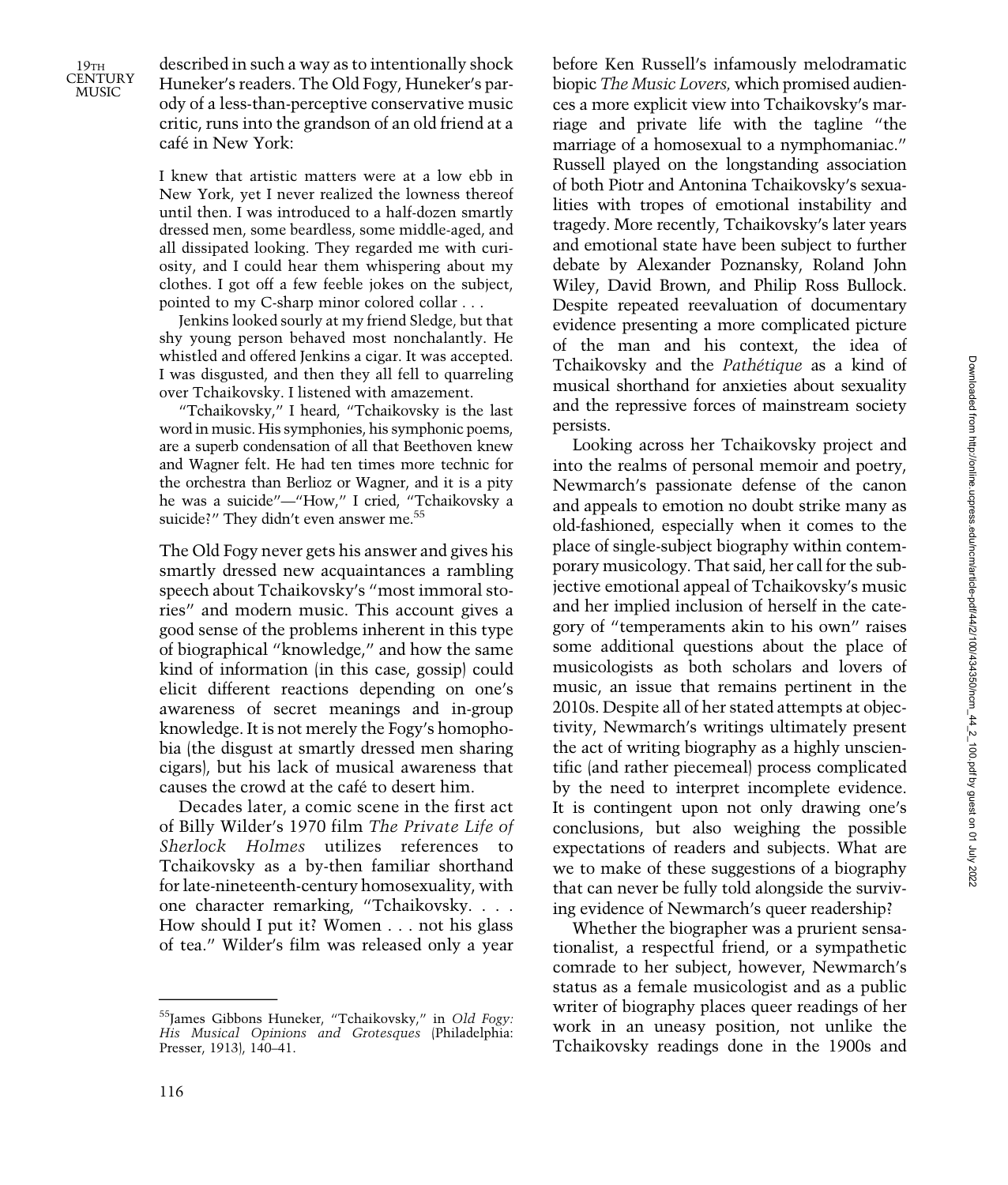described in such a way as to intentionally shock Huneker's readers. The Old Fogy, Huneker's parody of a less-than-perceptive conservative music critic, runs into the grandson of an old friend at a café in New York:

> I knew that artistic matters were at a low ebb in New York, yet I never realized the lowness thereof until then. I was introduced to a half-dozen smartly dressed men, some beardless, some middle-aged, and all dissipated looking. They regarded me with curiosity, and I could hear them whispering about my clothes. I got off a few feeble jokes on the subject, pointed to my C-sharp minor colored collar . . .
>
> Jenkins looked sourly at my friend Sledge, but that shy young person behaved most nonchalantly. He whistled and offered Jenkins a cigar. It was accepted. I was disgusted, and then they all fell to quarreling over Tchaikovsky. I listened with amazement.
>
> "Tchaikovsky," I heard, "Tchaikovsky is the last word in music. His symphonies, his symphonic poems, are a superb condensation of all that Beethoven knew and Wagner felt. He had ten times more technic for the orchestra than Berlioz or Wagner, and it is a pity he was a suicide"—"How," I cried, "Tchaikovsky a suicide?" They didn't even answer me.[55]

The Old Fogy never gets his answer and gives his smartly dressed new acquaintances a rambling speech about Tchaikovsky's "most immoral stories" and modern music. This account gives a good sense of the problems inherent in this type of biographical "knowledge," and how the same kind of information (in this case, gossip) could elicit different reactions depending on one's awareness of secret meanings and in-group knowledge. It is not merely the Fogy's homophobia (the disgust at smartly dressed men sharing cigars), but his lack of musical awareness that causes the crowd at the café to desert him.

Decades later, a comic scene in the first act of Billy Wilder's 1970 film *The Private Life of Sherlock Holmes* utilizes references to Tchaikovsky as a by-then familiar shorthand for late-nineteenth-century homosexuality, with one character remarking, "Tchaikovsky. . . . How should I put it? Women . . . not his glass of tea." Wilder's film was released only a year before Ken Russell's infamously melodramatic biopic *The Music Lovers,* which promised audiences a more explicit view into Tchaikovsky's marriage and private life with the tagline "the marriage of a homosexual to a nymphomaniac." Russell played on the longstanding association of both Piotr and Antonina Tchaikovsky's sexualities with tropes of emotional instability and tragedy. More recently, Tchaikovsky's later years and emotional state have been subject to further debate by Alexander Poznansky, Roland John Wiley, David Brown, and Philip Ross Bullock. Despite repeated reevaluation of documentary evidence presenting a more complicated picture of the man and his context, the idea of Tchaikovsky and the *Pathétique* as a kind of musical shorthand for anxieties about sexuality and the repressive forces of mainstream society persists.

Looking across her Tchaikovsky project and into the realms of personal memoir and poetry, Newmarch's passionate defense of the canon and appeals to emotion no doubt strike many as old-fashioned, especially when it comes to the place of single-subject biography within contemporary musicology. That said, her call for the subjective emotional appeal of Tchaikovsky's music and her implied inclusion of herself in the category of "temperaments akin to his own" raises some additional questions about the place of musicologists as both scholars and lovers of music, an issue that remains pertinent in the 2010s. Despite all of her stated attempts at objectivity, Newmarch's writings ultimately present the act of writing biography as a highly unscientific (and rather piecemeal) process complicated by the need to interpret incomplete evidence. It is contingent upon not only drawing one's conclusions, but also weighing the possible expectations of readers and subjects. What are we to make of these suggestions of a biography that can never be fully told alongside the surviving evidence of Newmarch's queer readership?

Whether the biographer was a prurient sensationalist, a respectful friend, or a sympathetic comrade to her subject, however, Newmarch's status as a female musicologist and as a public writer of biography places queer readings of her work in an uneasy position, not unlike the Tchaikovsky readings done in the 1900s and

---

[55] James Gibbons Huneker, "Tchaikovsky," in *Old Fogy: His Musical Opinions and Grotesques* (Philadelphia: Presser, 1913), 140–41.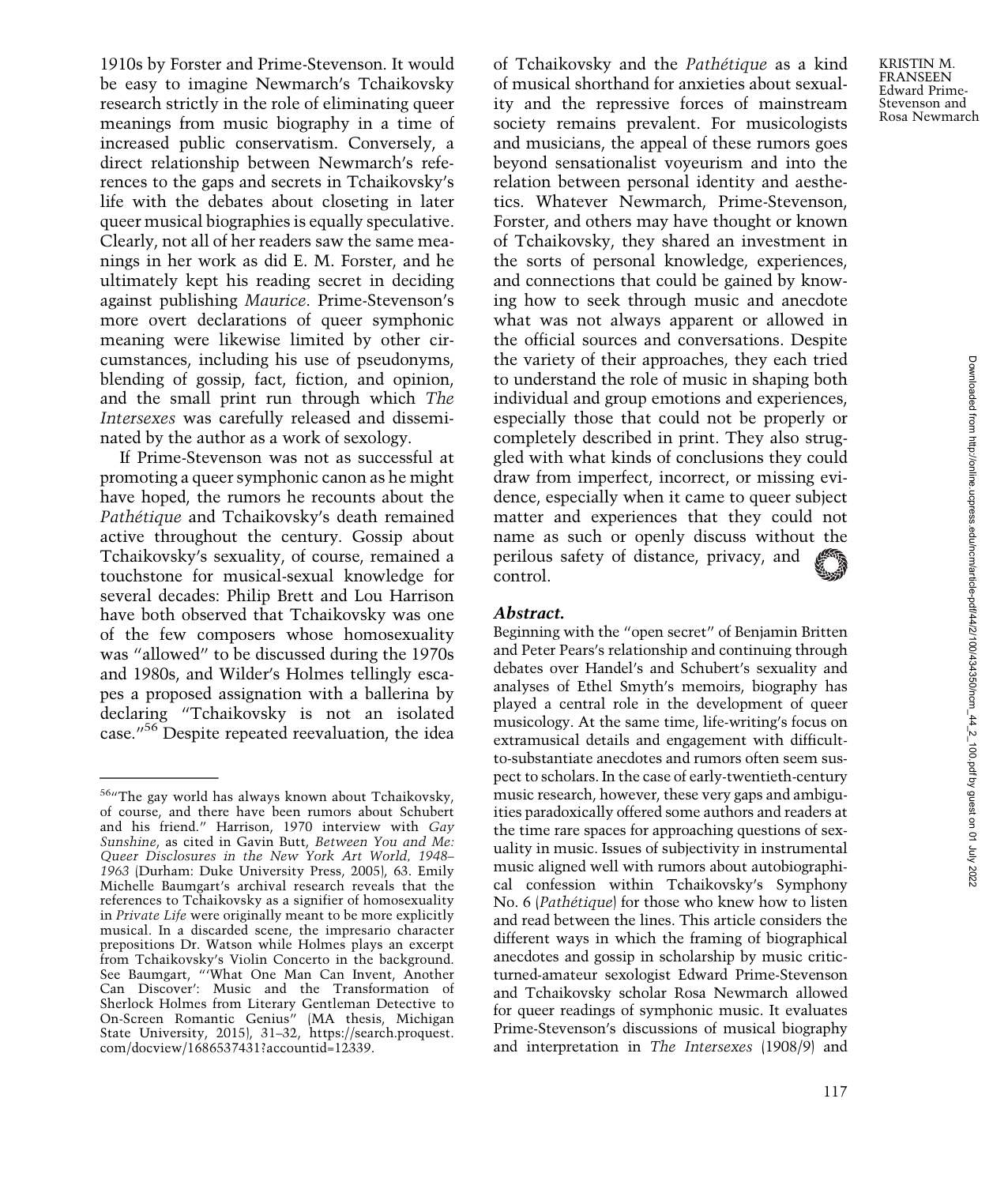1910s by Forster and Prime-Stevenson. It would be easy to imagine Newmarch's Tchaikovsky research strictly in the role of eliminating queer meanings from music biography in a time of increased public conservatism. Conversely, a direct relationship between Newmarch's references to the gaps and secrets in Tchaikovsky's life with the debates about closeting in later queer musical biographies is equally speculative. Clearly, not all of her readers saw the same meanings in her work as did E. M. Forster, and he ultimately kept his reading secret in deciding against publishing *Maurice*. Prime-Stevenson's more overt declarations of queer symphonic meaning were likewise limited by other circumstances, including his use of pseudonyms, blending of gossip, fact, fiction, and opinion, and the small print run through which *The Intersexes* was carefully released and disseminated by the author as a work of sexology.

If Prime-Stevenson was not as successful at promoting a queer symphonic canon as he might have hoped, the rumors he recounts about the *Pathétique* and Tchaikovsky's death remained active throughout the century. Gossip about Tchaikovsky's sexuality, of course, remained a touchstone for musical-sexual knowledge for several decades: Philip Brett and Lou Harrison have both observed that Tchaikovsky was one of the few composers whose homosexuality was "allowed" to be discussed during the 1970s and 1980s, and Wilder's Holmes tellingly escapes a proposed assignation with a ballerina by declaring "Tchaikovsky is not an isolated case."[56] Despite repeated reevaluation, the idea of Tchaikovsky and the *Pathétique* as a kind of musical shorthand for anxieties about sexuality and the repressive forces of mainstream society remains prevalent. For musicologists and musicians, the appeal of these rumors goes beyond sensationalist voyeurism and into the relation between personal identity and aesthetics. Whatever Newmarch, Prime-Stevenson, Forster, and others may have thought or known of Tchaikovsky, they shared an investment in the sorts of personal knowledge, experiences, and connections that could be gained by knowing how to seek through music and anecdote what was not always apparent or allowed in the official sources and conversations. Despite the variety of their approaches, they each tried to understand the role of music in shaping both individual and group emotions and experiences, especially those that could not be properly or completely described in print. They also struggled with what kinds of conclusions they could draw from imperfect, incorrect, or missing evidence, especially when it came to queer subject matter and experiences that they could not name as such or openly discuss without the perilous safety of distance, privacy, and control.

[56]"The gay world has always known about Tchaikovsky, of course, and there have been rumors about Schubert and his friend." Harrison, 1970 interview with *Gay Sunshine*, as cited in Gavin Butt, *Between You and Me: Queer Disclosures in the New York Art World, 1948–1963* (Durham: Duke University Press, 2005), 63. Emily Michelle Baumgart's archival research reveals that the references to Tchaikovsky as a signifier of homosexuality in *Private Life* were originally meant to be more explicitly musical. In a discarded scene, the impresario character prepositions Dr. Watson while Holmes plays an excerpt from Tchaikovsky's Violin Concerto in the background. See Baumgart, "'What One Man Can Invent, Another Can Discover': Music and the Transformation of Sherlock Holmes from Literary Gentleman Detective to On-Screen Romantic Genius" (MA thesis, Michigan State University, 2015), 31–32, https://search.proquest.com/docview/1686537431?accountid=12339.

### *Abstract.*

Beginning with the "open secret" of Benjamin Britten and Peter Pears's relationship and continuing through debates over Handel's and Schubert's sexuality and analyses of Ethel Smyth's memoirs, biography has played a central role in the development of queer musicology. At the same time, life-writing's focus on extramusical details and engagement with difficult-to-substantiate anecdotes and rumors often seem suspect to scholars. In the case of early-twentieth-century music research, however, these very gaps and ambiguities paradoxically offered some authors and readers at the time rare spaces for approaching questions of sexuality in music. Issues of subjectivity in instrumental music aligned well with rumors about autobiographical confession within Tchaikovsky's Symphony No. 6 (*Pathétique*) for those who knew how to listen and read between the lines. This article considers the different ways in which the framing of biographical anecdotes and gossip in scholarship by music critic-turned-amateur sexologist Edward Prime-Stevenson and Tchaikovsky scholar Rosa Newmarch allowed for queer readings of symphonic music. It evaluates Prime-Stevenson's discussions of musical biography and interpretation in *The Intersexes* (1908/9) and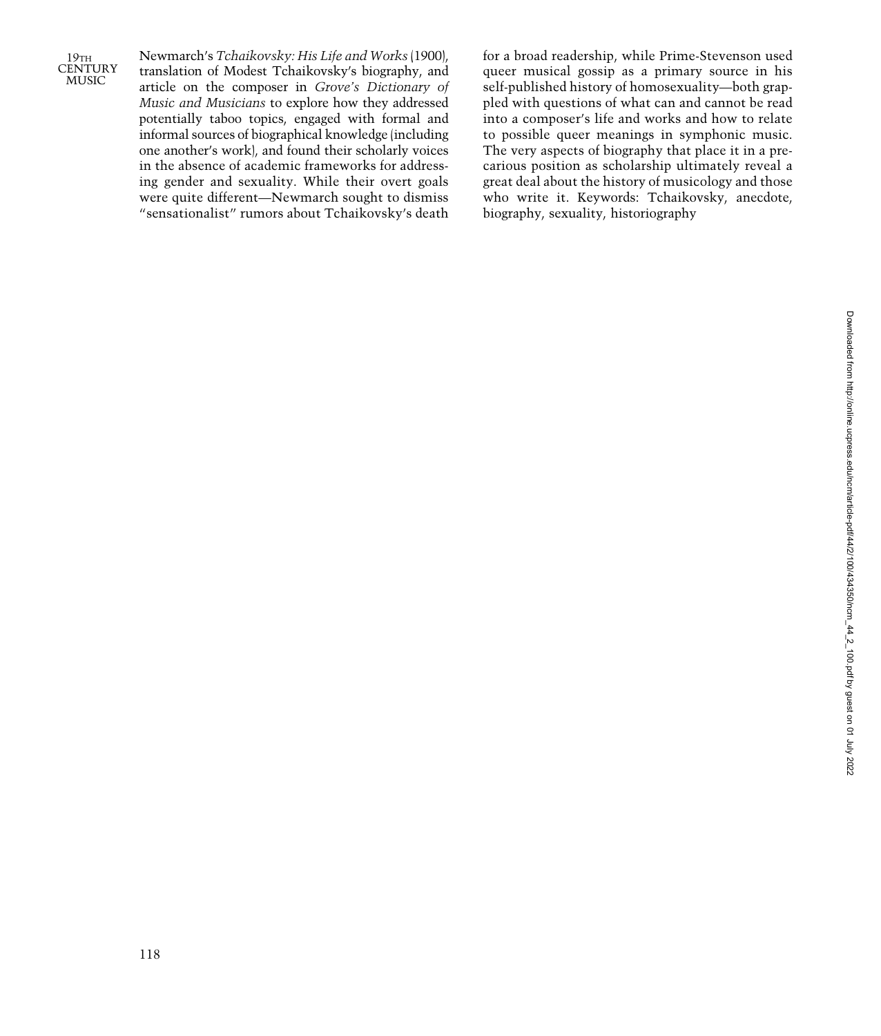Newmarch's *Tchaikovsky: His Life and Works* (1900), translation of Modest Tchaikovsky's biography, and article on the composer in *Grove's Dictionary of Music and Musicians* to explore how they addressed potentially taboo topics, engaged with formal and informal sources of biographical knowledge (including one another's work), and found their scholarly voices in the absence of academic frameworks for addressing gender and sexuality. While their overt goals were quite different—Newmarch sought to dismiss "sensationalist" rumors about Tchaikovsky's death for a broad readership, while Prime-Stevenson used queer musical gossip as a primary source in his self-published history of homosexuality—both grappled with questions of what can and cannot be read into a composer's life and works and how to relate to possible queer meanings in symphonic music. The very aspects of biography that place it in a precarious position as scholarship ultimately reveal a great deal about the history of musicology and those who write it. Keywords: Tchaikovsky, anecdote, biography, sexuality, historiography